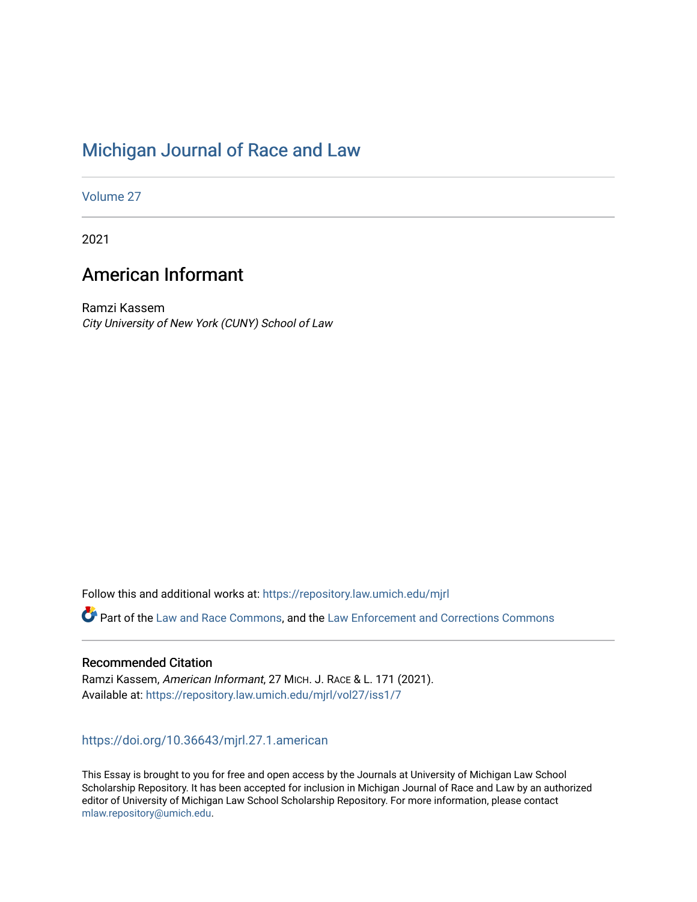# Michigan Journal of Race and Law

Volume 27

2021

## American Informant

Ramzi Kassem
*City University of New York (CUNY) School of Law*

Follow this and additional works at: https://repository.law.umich.edu/mjrl

Part of the Law and Race Commons, and the Law Enforcement and Corrections Commons

### Recommended Citation

Ramzi Kassem, *American Informant*, 27 MICH. J. RACE & L. 171 (2021).
Available at: https://repository.law.umich.edu/mjrl/vol27/iss1/7

https://doi.org/10.36643/mjrl.27.1.american

This Essay is brought to you for free and open access by the Journals at University of Michigan Law School Scholarship Repository. It has been accepted for inclusion in Michigan Journal of Race and Law by an authorized editor of University of Michigan Law School Scholarship Repository. For more information, please contact mlaw.repository@umich.edu.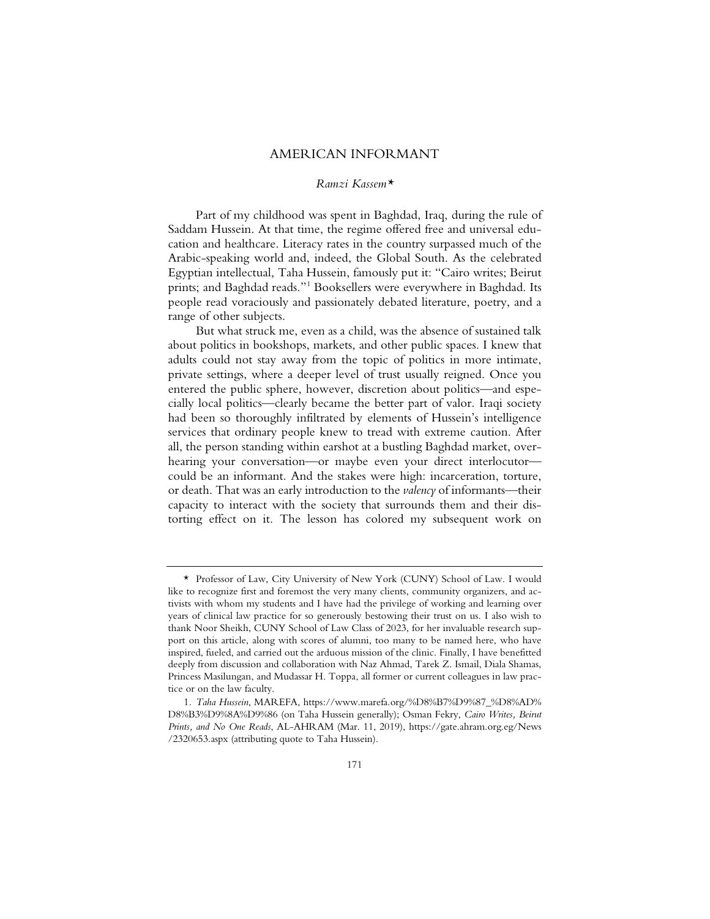# AMERICAN INFORMANT

*Ramzi Kassem*[*]

Part of my childhood was spent in Baghdad, Iraq, during the rule of Saddam Hussein. At that time, the regime offered free and universal education and healthcare. Literacy rates in the country surpassed much of the Arabic-speaking world and, indeed, the Global South. As the celebrated Egyptian intellectual, Taha Hussein, famously put it: "Cairo writes; Beirut prints; and Baghdad reads."[1] Booksellers were everywhere in Baghdad. Its people read voraciously and passionately debated literature, poetry, and a range of other subjects.

But what struck me, even as a child, was the absence of sustained talk about politics in bookshops, markets, and other public spaces. I knew that adults could not stay away from the topic of politics in more intimate, private settings, where a deeper level of trust usually reigned. Once you entered the public sphere, however, discretion about politics—and especially local politics—clearly became the better part of valor. Iraqi society had been so thoroughly infiltrated by elements of Hussein's intelligence services that ordinary people knew to tread with extreme caution. After all, the person standing within earshot at a bustling Baghdad market, overhearing your conversation—or maybe even your direct interlocutor—could be an informant. And the stakes were high: incarceration, torture, or death. That was an early introduction to the *valency* of informants—their capacity to interact with the society that surrounds them and their distorting effect on it. The lesson has colored my subsequent work on

---

[*] Professor of Law, City University of New York (CUNY) School of Law. I would like to recognize first and foremost the very many clients, community organizers, and activists with whom my students and I have had the privilege of working and learning over years of clinical law practice for so generously bestowing their trust on us. I also wish to thank Noor Sheikh, CUNY School of Law Class of 2023, for her invaluable research support on this article, along with scores of alumni, too many to be named here, who have inspired, fueled, and carried out the arduous mission of the clinic. Finally, I have benefitted deeply from discussion and collaboration with Naz Ahmad, Tarek Z. Ismail, Diala Shamas, Princess Masilungan, and Mudassar H. Toppa, all former or current colleagues in law practice or on the law faculty.

1. *Taha Hussein*, MAREFA, https://www.marefa.org/%D8%B7%D9%87_%D8%AD%D8%B3%D9%8A%D9%86 (on Taha Hussein generally); Osman Fekry, *Cairo Writes, Beirut Prints, and No One Reads*, AL-AHRAM (Mar. 11, 2019), https://gate.ahram.org.eg/News/2320653.aspx (attributing quote to Taha Hussein).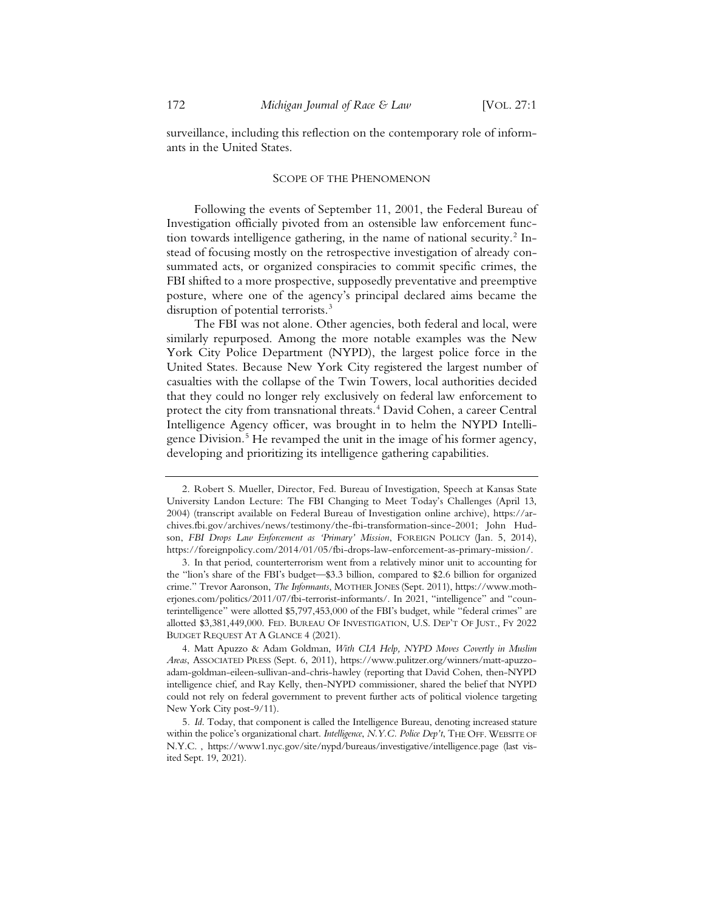surveillance, including this reflection on the contemporary role of informants in the United States.

## SCOPE OF THE PHENOMENON

Following the events of September 11, 2001, the Federal Bureau of Investigation officially pivoted from an ostensible law enforcement function towards intelligence gathering, in the name of national security.[2] Instead of focusing mostly on the retrospective investigation of already consummated acts, or organized conspiracies to commit specific crimes, the FBI shifted to a more prospective, supposedly preventative and preemptive posture, where one of the agency's principal declared aims became the disruption of potential terrorists.[3]

The FBI was not alone. Other agencies, both federal and local, were similarly repurposed. Among the more notable examples was the New York City Police Department (NYPD), the largest police force in the United States. Because New York City registered the largest number of casualties with the collapse of the Twin Towers, local authorities decided that they could no longer rely exclusively on federal law enforcement to protect the city from transnational threats.[4] David Cohen, a career Central Intelligence Agency officer, was brought in to helm the NYPD Intelligence Division.[5] He revamped the unit in the image of his former agency, developing and prioritizing its intelligence gathering capabilities.

---

2. Robert S. Mueller, Director, Fed. Bureau of Investigation, Speech at Kansas State University Landon Lecture: The FBI Changing to Meet Today's Challenges (April 13, 2004) (transcript available on Federal Bureau of Investigation online archive), https://archives.fbi.gov/archives/news/testimony/the-fbi-transformation-since-2001; John Hudson, *FBI Drops Law Enforcement as 'Primary' Mission*, FOREIGN POLICY (Jan. 5, 2014), https://foreignpolicy.com/2014/01/05/fbi-drops-law-enforcement-as-primary-mission/.

3. In that period, counterterrorism went from a relatively minor unit to accounting for the "lion's share of the FBI's budget—$3.3 billion, compared to $2.6 billion for organized crime." Trevor Aaronson, *The Informants*, MOTHER JONES (Sept. 2011), https://www.motherjones.com/politics/2011/07/fbi-terrorist-informants/. In 2021, "intelligence" and "counterintelligence" were allotted $5,797,453,000 of the FBI's budget, while "federal crimes" are allotted $3,381,449,000. FED. BUREAU OF INVESTIGATION, U.S. DEP'T OF JUST., FY 2022 BUDGET REQUEST AT A GLANCE 4 (2021).

4. Matt Apuzzo & Adam Goldman, *With CIA Help, NYPD Moves Covertly in Muslim Areas*, ASSOCIATED PRESS (Sept. 6, 2011), https://www.pulitzer.org/winners/matt-apuzzo-adam-goldman-eileen-sullivan-and-chris-hawley (reporting that David Cohen, then-NYPD intelligence chief, and Ray Kelly, then-NYPD commissioner, shared the belief that NYPD could not rely on federal government to prevent further acts of political violence targeting New York City post-9/11).

5. *Id*. Today, that component is called the Intelligence Bureau, denoting increased stature within the police's organizational chart. *Intelligence*, *N.Y.C. Police Dep't*, THE OFF. WEBSITE OF N.Y.C. , https://www1.nyc.gov/site/nypd/bureaus/investigative/intelligence.page (last visited Sept. 19, 2021).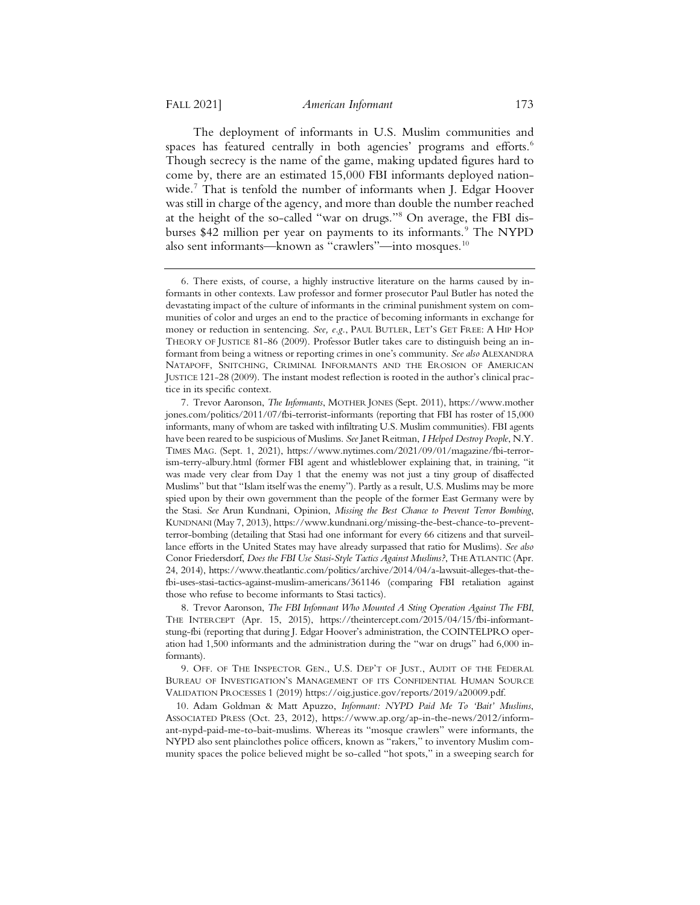The deployment of informants in U.S. Muslim communities and spaces has featured centrally in both agencies' programs and efforts.[6] Though secrecy is the name of the game, making updated figures hard to come by, there are an estimated 15,000 FBI informants deployed nationwide.[7] That is tenfold the number of informants when J. Edgar Hoover was still in charge of the agency, and more than double the number reached at the height of the so-called "war on drugs."[8] On average, the FBI disburses $42 million per year on payments to its informants.[9] The NYPD also sent informants—known as "crawlers"—into mosques.[10]

---

6. There exists, of course, a highly instructive literature on the harms caused by informants in other contexts. Law professor and former prosecutor Paul Butler has noted the devastating impact of the culture of informants in the criminal punishment system on communities of color and urges an end to the practice of becoming informants in exchange for money or reduction in sentencing. *See, e.g.*, PAUL BUTLER, LET'S GET FREE: A HIP HOP THEORY OF JUSTICE 81-86 (2009). Professor Butler takes care to distinguish being an informant from being a witness or reporting crimes in one's community. *See also* ALEXANDRA NATAPOFF, SNITCHING, CRIMINAL INFORMANTS AND THE EROSION OF AMERICAN JUSTICE 121-28 (2009). The instant modest reflection is rooted in the author's clinical practice in its specific context.

7. Trevor Aaronson, *The Informants*, MOTHER JONES (Sept. 2011), https://www.motherjones.com/politics/2011/07/fbi-terrorist-informants (reporting that FBI has roster of 15,000 informants, many of whom are tasked with infiltrating U.S. Muslim communities). FBI agents have been reared to be suspicious of Muslims. *See* Janet Reitman, *I Helped Destroy People*, N.Y. TIMES MAG. (Sept. 1, 2021), https://www.nytimes.com/2021/09/01/magazine/fbi-terrorism-terry-albury.html (former FBI agent and whistleblower explaining that, in training, "it was made very clear from Day 1 that the enemy was not just a tiny group of disaffected Muslims" but that "Islam itself was the enemy"). Partly as a result, U.S. Muslims may be more spied upon by their own government than the people of the former East Germany were by the Stasi. *See* Arun Kundnani, Opinion, *Missing the Best Chance to Prevent Terror Bombing*, KUNDNANI (May 7, 2013), https://www.kundnani.org/missing-the-best-chance-to-prevent-terror-bombing (detailing that Stasi had one informant for every 66 citizens and that surveillance efforts in the United States may have already surpassed that ratio for Muslims). *See also* Conor Friedersdorf, *Does the FBI Use Stasi-Style Tactics Against Muslims?*, THE ATLANTIC (Apr. 24, 2014), https://www.theatlantic.com/politics/archive/2014/04/a-lawsuit-alleges-that-the-fbi-uses-stasi-tactics-against-muslim-americans/361146 (comparing FBI retaliation against those who refuse to become informants to Stasi tactics).

8. Trevor Aaronson, *The FBI Informant Who Mounted A Sting Operation Against The FBI*, THE INTERCEPT (Apr. 15, 2015), https://theintercept.com/2015/04/15/fbi-informant-stung-fbi (reporting that during J. Edgar Hoover's administration, the COINTELPRO operation had 1,500 informants and the administration during the "war on drugs" had 6,000 informants).

9. OFF. OF THE INSPECTOR GEN., U.S. DEP'T OF JUST., AUDIT OF THE FEDERAL BUREAU OF INVESTIGATION'S MANAGEMENT OF ITS CONFIDENTIAL HUMAN SOURCE VALIDATION PROCESSES 1 (2019) https://oig.justice.gov/reports/2019/a20009.pdf.

10. Adam Goldman & Matt Apuzzo, *Informant: NYPD Paid Me To 'Bait' Muslims*, ASSOCIATED PRESS (Oct. 23, 2012), https://www.ap.org/ap-in-the-news/2012/informant-nypd-paid-me-to-bait-muslims. Whereas its "mosque crawlers" were informants, the NYPD also sent plainclothes police officers, known as "rakers," to inventory Muslim community spaces the police believed might be so-called "hot spots," in a sweeping search for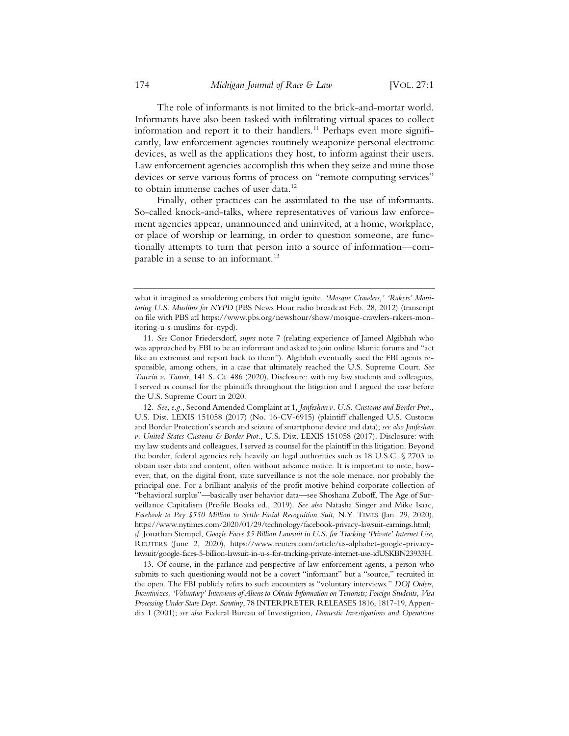The role of informants is not limited to the brick-and-mortar world. Informants have also been tasked with infiltrating virtual spaces to collect information and report it to their handlers.[11] Perhaps even more significantly, law enforcement agencies routinely weaponize personal electronic devices, as well as the applications they host, to inform against their users. Law enforcement agencies accomplish this when they seize and mine those devices or serve various forms of process on "remote computing services" to obtain immense caches of user data.[12]

Finally, other practices can be assimilated to the use of informants. So-called knock-and-talks, where representatives of various law enforcement agencies appear, unannounced and uninvited, at a home, workplace, or place of worship or learning, in order to question someone, are functionally attempts to turn that person into a source of information—comparable in a sense to an informant.[13]

---

what it imagined as smoldering embers that might ignite. *'Mosque Crawlers,' 'Rakers' Monitoring U.S. Muslims for NYPD* (PBS News Hour radio broadcast Feb. 28, 2012) (transcript on file with PBS atI https://www.pbs.org/newshour/show/mosque-crawlers-rakers-monitoring-u-s-muslims-for-nypd).

11. *See* Conor Friedersdorf, *supra* note 7 (relating experience of Jameel Algibhah who was approached by FBI to be an informant and asked to join online Islamic forums and "act like an extremist and report back to them"). Algibhah eventually sued the FBI agents responsible, among others, in a case that ultimately reached the U.S. Supreme Court. *See Tanzin v. Tanvir*, 141 S. Ct. 486 (2020). Disclosure: with my law students and colleagues, I served as counsel for the plaintiffs throughout the litigation and I argued the case before the U.S. Supreme Court in 2020.

12. *See, e.g.*, Second Amended Complaint at 1, *Janfeshan v. U.S. Customs and Border Prot.*, U.S. Dist. LEXIS 151058 (2017) (No. 16-CV-6915) (plaintiff challenged U.S. Customs and Border Protection's search and seizure of smartphone device and data); *see also Janfeshan v. United States Customs & Border Prot.*, U.S. Dist. LEXIS 151058 (2017). Disclosure: with my law students and colleagues, I served as counsel for the plaintiff in this litigation. Beyond the border, federal agencies rely heavily on legal authorities such as 18 U.S.C. § 2703 to obtain user data and content, often without advance notice. It is important to note, however, that, on the digital front, state surveillance is not the sole menace, nor probably the principal one. For a brilliant analysis of the profit motive behind corporate collection of "behavioral surplus"—basically user behavior data—see Shoshana Zuboff, The Age of Surveillance Capitalism (Profile Books ed., 2019). *See also* Natasha Singer and Mike Isaac, *Facebook to Pay $550 Million to Settle Facial Recognition Suit*, N.Y. TIMES (Jan. 29, 2020), https://www.nytimes.com/2020/01/29/technology/facebook-privacy-lawsuit-earnings.html; *cf.* Jonathan Stempel, *Google Faces $5 Billion Lawsuit in U.S. for Tracking 'Private' Internet Use*, REUTERS (June 2, 2020), https://www.reuters.com/article/us-alphabet-google-privacy-lawsuit/google-faces-5-billion-lawsuit-in-u-s-for-tracking-private-internet-use-idUSKBN23933H.

13. Of course, in the parlance and perspective of law enforcement agents, a person who submits to such questioning would not be a covert "informant" but a "source," recruited in the open. The FBI publicly refers to such encounters as "voluntary interviews." *DOJ Orders, Incentivizes, 'Voluntary' Interviews of Aliens to Obtain Information on Terrorists; Foreign Students, Visa Processing Under State Dept. Scrutiny*, 78 INTERPRETER RELEASES 1816, 1817-19, Appendix I (2001); *see also* Federal Bureau of Investigation, *Domestic Investigations and Operations*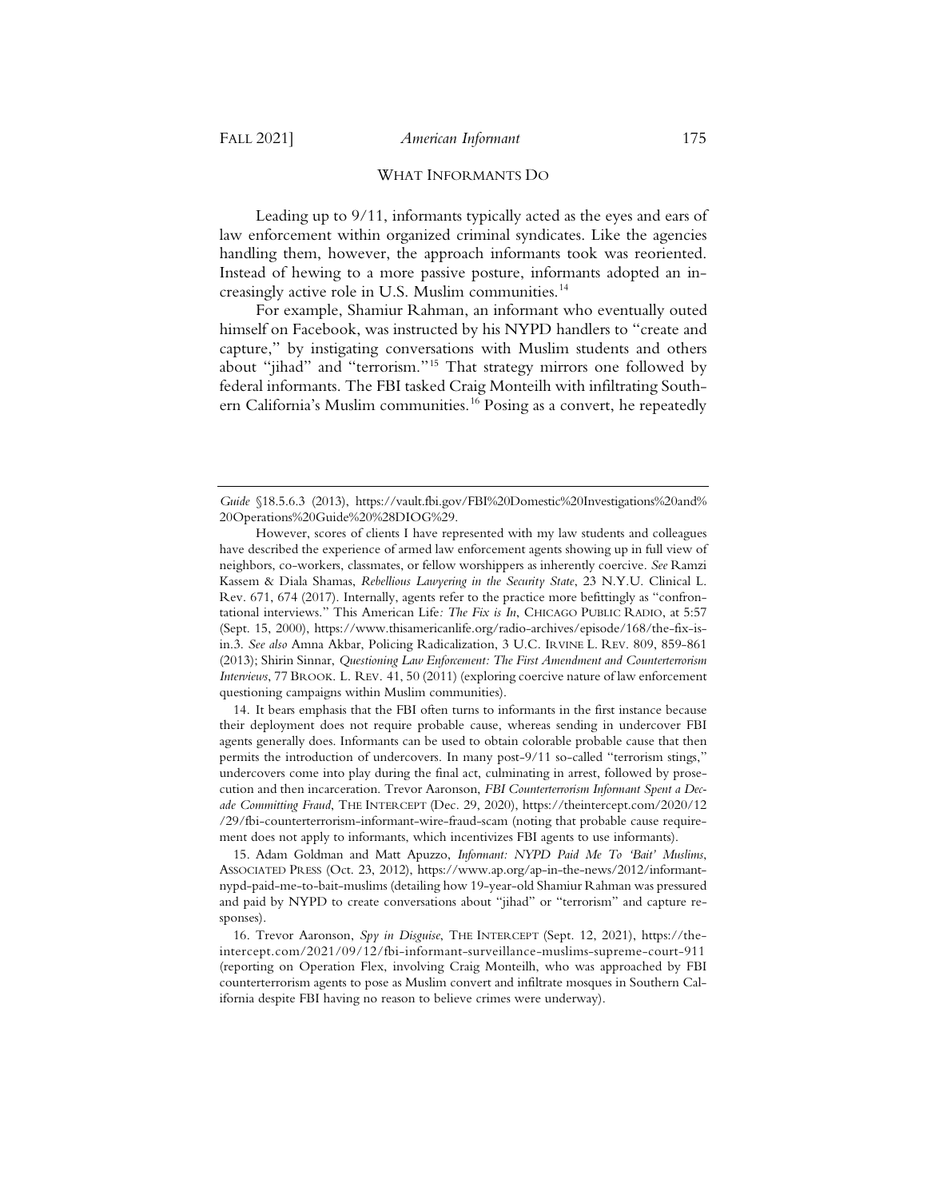## WHAT INFORMANTS DO

Leading up to 9/11, informants typically acted as the eyes and ears of law enforcement within organized criminal syndicates. Like the agencies handling them, however, the approach informants took was reoriented. Instead of hewing to a more passive posture, informants adopted an increasingly active role in U.S. Muslim communities.[14]

For example, Shamiur Rahman, an informant who eventually outed himself on Facebook, was instructed by his NYPD handlers to "create and capture," by instigating conversations with Muslim students and others about "jihad" and "terrorism."[15] That strategy mirrors one followed by federal informants. The FBI tasked Craig Monteilh with infiltrating Southern California's Muslim communities.[16] Posing as a convert, he repeatedly

---

*Guide* §18.5.6.3 (2013), https://vault.fbi.gov/FBI%20Domestic%20Investigations%20and%20Operations%20Guide%20%28DIOG%29.

However, scores of clients I have represented with my law students and colleagues have described the experience of armed law enforcement agents showing up in full view of neighbors, co-workers, classmates, or fellow worshippers as inherently coercive. *See* Ramzi Kassem & Diala Shamas, *Rebellious Lawyering in the Security State*, 23 N.Y.U. Clinical L. Rev. 671, 674 (2017). Internally, agents refer to the practice more befittingly as "confrontational interviews." This American Life*: The Fix is In*, CHICAGO PUBLIC RADIO, at 5:57 (Sept. 15, 2000), https://www.thisamericanlife.org/radio-archives/episode/168/the-fix-is-in.3. *See also* Amna Akbar, Policing Radicalization, 3 U.C. IRVINE L. REV. 809, 859-861 (2013); Shirin Sinnar, *Questioning Law Enforcement: The First Amendment and Counterterrorism Interviews*, 77 BROOK. L. REV. 41, 50 (2011) (exploring coercive nature of law enforcement questioning campaigns within Muslim communities).

14. It bears emphasis that the FBI often turns to informants in the first instance because their deployment does not require probable cause, whereas sending in undercover FBI agents generally does. Informants can be used to obtain colorable probable cause that then permits the introduction of undercovers. In many post-9/11 so-called "terrorism stings," undercovers come into play during the final act, culminating in arrest, followed by prosecution and then incarceration. Trevor Aaronson, *FBI Counterterrorism Informant Spent a Decade Committing Fraud*, THE INTERCEPT (Dec. 29, 2020), https://theintercept.com/2020/12/29/fbi-counterterrorism-informant-wire-fraud-scam (noting that probable cause requirement does not apply to informants, which incentivizes FBI agents to use informants).

15. Adam Goldman and Matt Apuzzo, *Informant: NYPD Paid Me To 'Bait' Muslims*, ASSOCIATED PRESS (Oct. 23, 2012), https://www.ap.org/ap-in-the-news/2012/informant-nypd-paid-me-to-bait-muslims (detailing how 19-year-old Shamiur Rahman was pressured and paid by NYPD to create conversations about "jihad" or "terrorism" and capture responses).

16. Trevor Aaronson, *Spy in Disguise*, THE INTERCEPT (Sept. 12, 2021), https://theintercept.com/2021/09/12/fbi-informant-surveillance-muslims-supreme-court-911 (reporting on Operation Flex, involving Craig Monteilh, who was approached by FBI counterterrorism agents to pose as Muslim convert and infiltrate mosques in Southern California despite FBI having no reason to believe crimes were underway).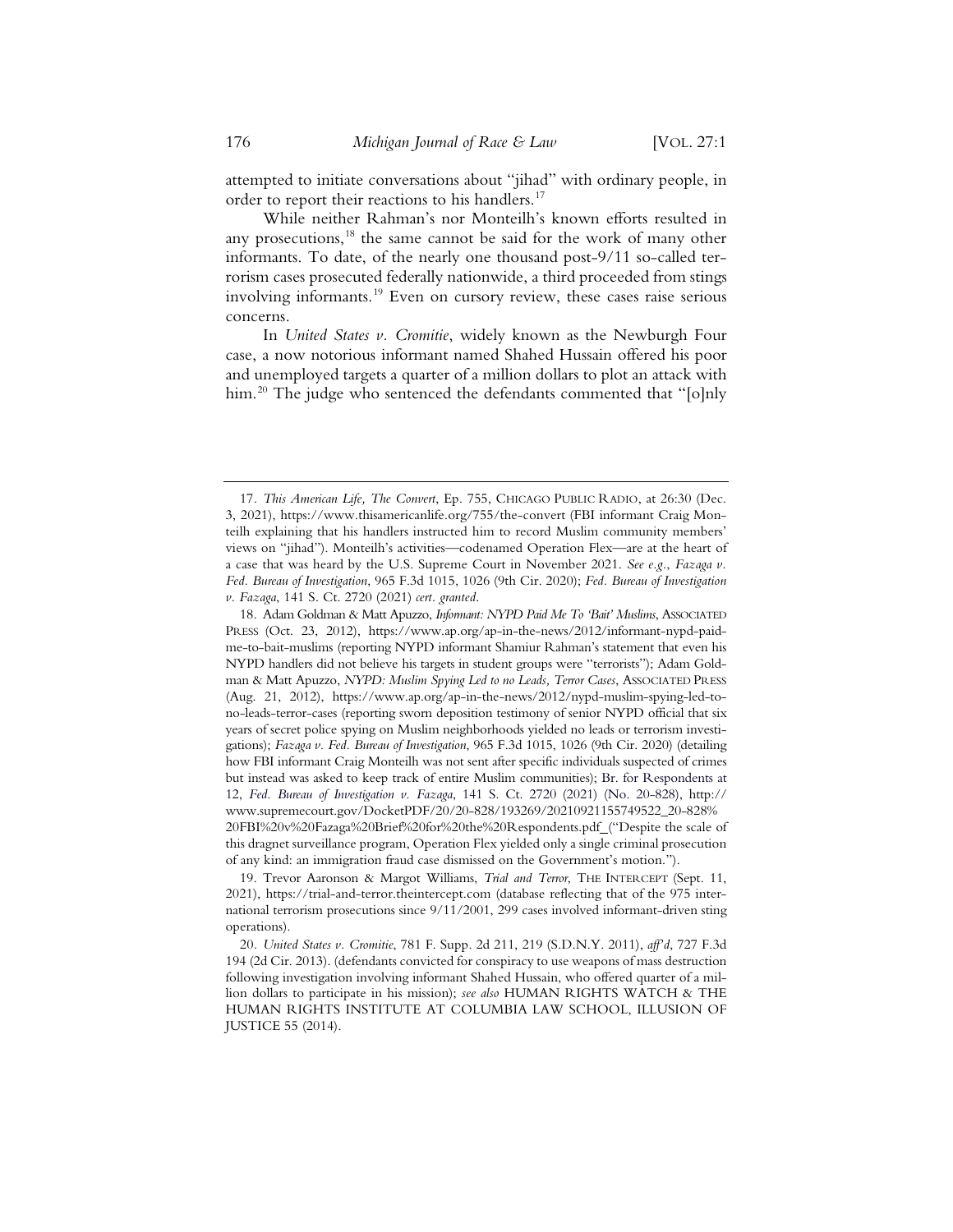attempted to initiate conversations about "jihad" with ordinary people, in order to report their reactions to his handlers.[17]

While neither Rahman's nor Monteilh's known efforts resulted in any prosecutions,[18] the same cannot be said for the work of many other informants. To date, of the nearly one thousand post-9/11 so-called terrorism cases prosecuted federally nationwide, a third proceeded from stings involving informants.[19] Even on cursory review, these cases raise serious concerns.

In *United States v. Cromitie*, widely known as the Newburgh Four case, a now notorious informant named Shahed Hussain offered his poor and unemployed targets a quarter of a million dollars to plot an attack with him.[20] The judge who sentenced the defendants commented that "[o]nly

---

17. *This American Life, The Convert*, Ep. 755, CHICAGO PUBLIC RADIO, at 26:30 (Dec. 3, 2021), https://www.thisamericanlife.org/755/the-convert (FBI informant Craig Monteilh explaining that his handlers instructed him to record Muslim community members' views on "jihad"). Monteilh's activities—codenamed Operation Flex—are at the heart of a case that was heard by the U.S. Supreme Court in November 2021. *See e.g.*, *Fazaga v. Fed. Bureau of Investigation*, 965 F.3d 1015, 1026 (9th Cir. 2020); *Fed. Bureau of Investigation v. Fazaga*, 141 S. Ct. 2720 (2021) *cert. granted*.

18. Adam Goldman & Matt Apuzzo, *Informant: NYPD Paid Me To 'Bait' Muslims*, ASSOCIATED PRESS (Oct. 23, 2012), https://www.ap.org/ap-in-the-news/2012/informant-nypd-paid-me-to-bait-muslims (reporting NYPD informant Shamiur Rahman's statement that even his NYPD handlers did not believe his targets in student groups were "terrorists"); Adam Goldman & Matt Apuzzo, *NYPD: Muslim Spying Led to no Leads, Terror Cases*, ASSOCIATED PRESS (Aug. 21, 2012), https://www.ap.org/ap-in-the-news/2012/nypd-muslim-spying-led-to-no-leads-terror-cases (reporting sworn deposition testimony of senior NYPD official that six years of secret police spying on Muslim neighborhoods yielded no leads or terrorism investigations); *Fazaga v. Fed. Bureau of Investigation*, 965 F.3d 1015, 1026 (9th Cir. 2020) (detailing how FBI informant Craig Monteilh was not sent after specific individuals suspected of crimes but instead was asked to keep track of entire Muslim communities); Br. for Respondents at 12, *Fed. Bureau of Investigation v. Fazaga*, 141 S. Ct. 2720 (2021) (No. 20-828), http://www.supremecourt.gov/DocketPDF/20/20-828/193269/20210921155749522_20-828%20FBI%20v%20Fazaga%20Brief%20for%20the%20Respondents.pdf_("Despite the scale of this dragnet surveillance program, Operation Flex yielded only a single criminal prosecution of any kind: an immigration fraud case dismissed on the Government's motion.").

19. Trevor Aaronson & Margot Williams, *Trial and Terror*, THE INTERCEPT (Sept. 11, 2021), https://trial-and-terror.theintercept.com (database reflecting that of the 975 international terrorism prosecutions since 9/11/2001, 299 cases involved informant-driven sting operations).

20. *United States v. Cromitie*, 781 F. Supp. 2d 211, 219 (S.D.N.Y. 2011), *aff'd*, 727 F.3d 194 (2d Cir. 2013). (defendants convicted for conspiracy to use weapons of mass destruction following investigation involving informant Shahed Hussain, who offered quarter of a million dollars to participate in his mission); *see also* HUMAN RIGHTS WATCH & THE HUMAN RIGHTS INSTITUTE AT COLUMBIA LAW SCHOOL, ILLUSION OF JUSTICE 55 (2014).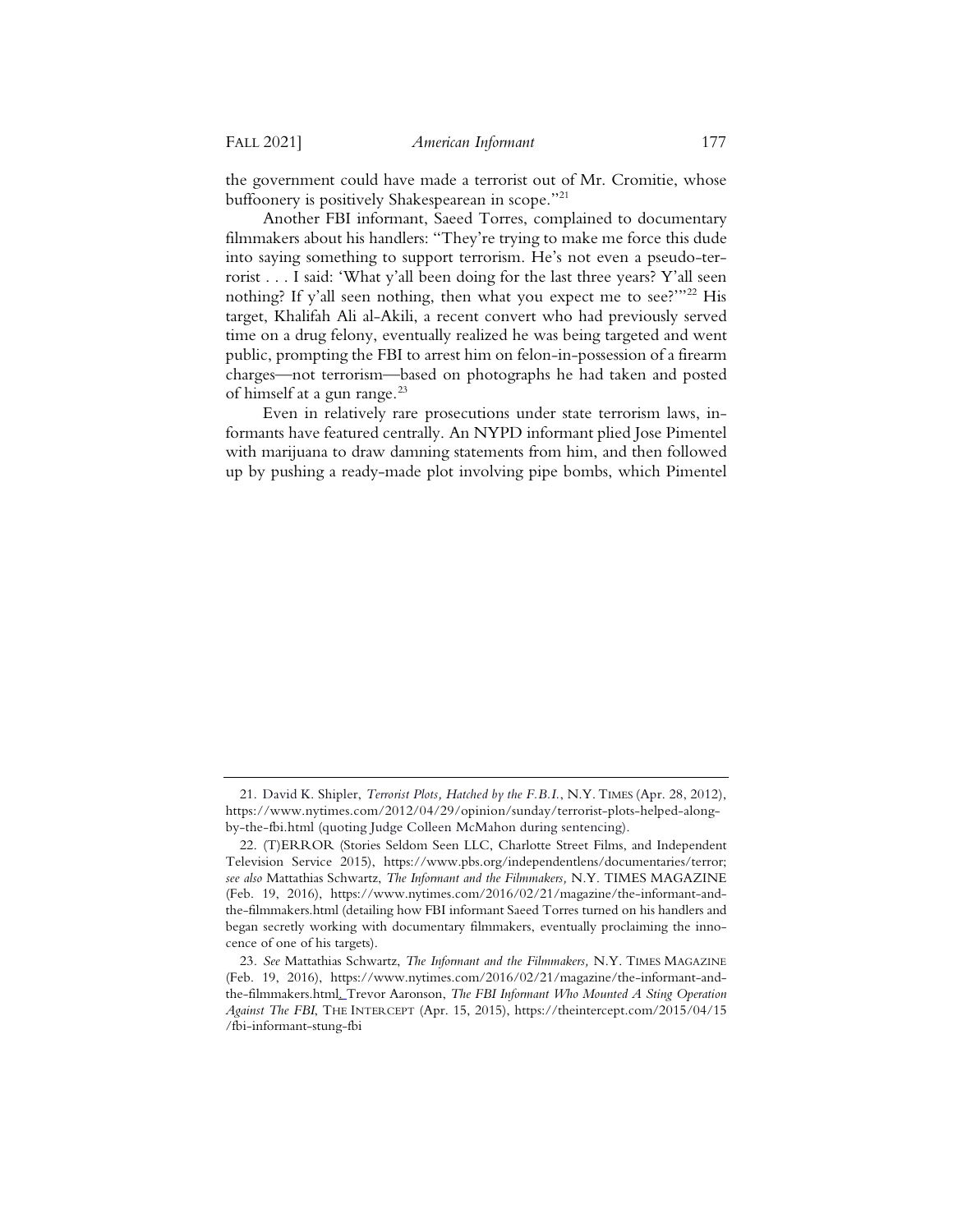the government could have made a terrorist out of Mr. Cromitie, whose buffoonery is positively Shakespearean in scope."[21]

Another FBI informant, Saeed Torres, complained to documentary filmmakers about his handlers: "They're trying to make me force this dude into saying something to support terrorism. He's not even a pseudo-terrorist . . . I said: 'What y'all been doing for the last three years? Y'all seen nothing? If y'all seen nothing, then what you expect me to see?'"[22] His target, Khalifah Ali al-Akili, a recent convert who had previously served time on a drug felony, eventually realized he was being targeted and went public, prompting the FBI to arrest him on felon-in-possession of a firearm charges—not terrorism—based on photographs he had taken and posted of himself at a gun range.[23]

Even in relatively rare prosecutions under state terrorism laws, informants have featured centrally. An NYPD informant plied Jose Pimentel with marijuana to draw damning statements from him, and then followed up by pushing a ready-made plot involving pipe bombs, which Pimentel

---

21. David K. Shipler, *Terrorist Plots, Hatched by the F.B.I.*, N.Y. TIMES (Apr. 28, 2012), https://www.nytimes.com/2012/04/29/opinion/sunday/terrorist-plots-helped-along-by-the-fbi.html (quoting Judge Colleen McMahon during sentencing).

22. (T)ERROR (Stories Seldom Seen LLC, Charlotte Street Films, and Independent Television Service 2015), https://www.pbs.org/independentlens/documentaries/terror; *see also* Mattathias Schwartz, *The Informant and the Filmmakers,* N.Y. TIMES MAGAZINE (Feb. 19, 2016), https://www.nytimes.com/2016/02/21/magazine/the-informant-and-the-filmmakers.html (detailing how FBI informant Saeed Torres turned on his handlers and began secretly working with documentary filmmakers, eventually proclaiming the innocence of one of his targets).

23. *See* Mattathias Schwartz, *The Informant and the Filmmakers,* N.Y. TIMES MAGAZINE (Feb. 19, 2016), https://www.nytimes.com/2016/02/21/magazine/the-informant-and-the-filmmakers.html; Trevor Aaronson, *The FBI Informant Who Mounted A Sting Operation Against The FBI*, THE INTERCEPT (Apr. 15, 2015), https://theintercept.com/2015/04/15/fbi-informant-stung-fbi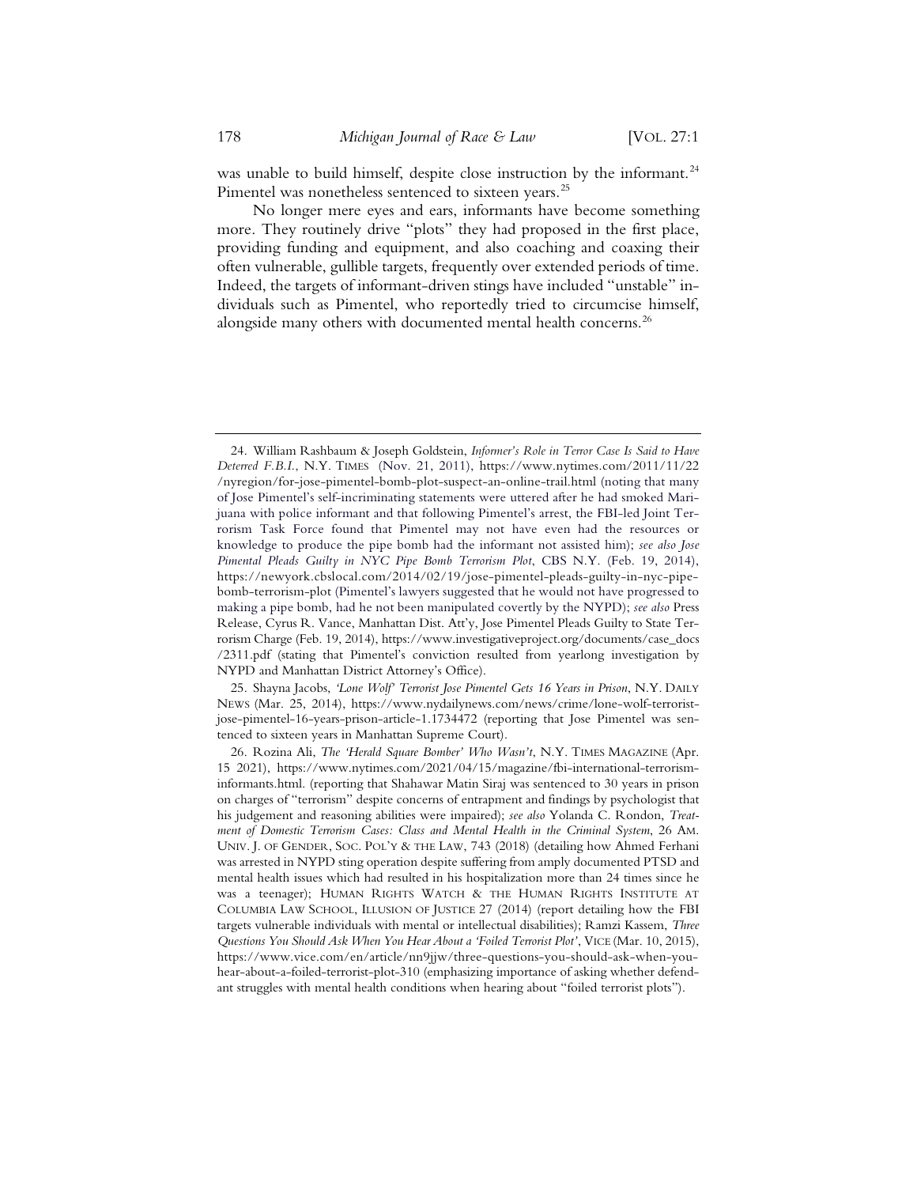was unable to build himself, despite close instruction by the informant.[24] Pimentel was nonetheless sentenced to sixteen years.[25]

No longer mere eyes and ears, informants have become something more. They routinely drive "plots" they had proposed in the first place, providing funding and equipment, and also coaching and coaxing their often vulnerable, gullible targets, frequently over extended periods of time. Indeed, the targets of informant-driven stings have included "unstable" individuals such as Pimentel, who reportedly tried to circumcise himself, alongside many others with documented mental health concerns.[26]

---

24. William Rashbaum & Joseph Goldstein, *Informer's Role in Terror Case Is Said to Have Deterred F.B.I.*, N.Y. TIMES (Nov. 21, 2011), https://www.nytimes.com/2011/11/22/nyregion/for-jose-pimentel-bomb-plot-suspect-an-online-trail.html (noting that many of Jose Pimentel's self-incriminating statements were uttered after he had smoked Marijuana with police informant and that following Pimentel's arrest, the FBI-led Joint Terrorism Task Force found that Pimentel may not have even had the resources or knowledge to produce the pipe bomb had the informant not assisted him); *see also Jose Pimental Pleads Guilty in NYC Pipe Bomb Terrorism Plot*, CBS N.Y. (Feb. 19, 2014), https://newyork.cbslocal.com/2014/02/19/jose-pimentel-pleads-guilty-in-nyc-pipe-bomb-terrorism-plot (Pimentel's lawyers suggested that he would not have progressed to making a pipe bomb, had he not been manipulated covertly by the NYPD); *see also* Press Release, Cyrus R. Vance, Manhattan Dist. Att'y, Jose Pimentel Pleads Guilty to State Terrorism Charge (Feb. 19, 2014), https://www.investigativeproject.org/documents/case_docs/2311.pdf (stating that Pimentel's conviction resulted from yearlong investigation by NYPD and Manhattan District Attorney's Office).

25. Shayna Jacobs, *'Lone Wolf' Terrorist Jose Pimentel Gets 16 Years in Prison*, N.Y. DAILY NEWS (Mar. 25, 2014), https://www.nydailynews.com/news/crime/lone-wolf-terrorist-jose-pimentel-16-years-prison-article-1.1734472 (reporting that Jose Pimentel was sentenced to sixteen years in Manhattan Supreme Court).

26. Rozina Ali, *The 'Herald Square Bomber' Who Wasn't*, N.Y. TIMES MAGAZINE (Apr. 15 2021), https://www.nytimes.com/2021/04/15/magazine/fbi-international-terrorism-informants.html. (reporting that Shahawar Matin Siraj was sentenced to 30 years in prison on charges of "terrorism" despite concerns of entrapment and findings by psychologist that his judgement and reasoning abilities were impaired); *see also* Yolanda C. Rondon, *Treatment of Domestic Terrorism Cases: Class and Mental Health in the Criminal System*, 26 AM. UNIV. J. OF GENDER, SOC. POL'Y & THE LAW, 743 (2018) (detailing how Ahmed Ferhani was arrested in NYPD sting operation despite suffering from amply documented PTSD and mental health issues which had resulted in his hospitalization more than 24 times since he was a teenager); HUMAN RIGHTS WATCH & THE HUMAN RIGHTS INSTITUTE AT COLUMBIA LAW SCHOOL, ILLUSION OF JUSTICE 27 (2014) (report detailing how the FBI targets vulnerable individuals with mental or intellectual disabilities); Ramzi Kassem, *Three Questions You Should Ask When You Hear About a 'Foiled Terrorist Plot'*, VICE (Mar. 10, 2015), https://www.vice.com/en/article/nn9jjw/three-questions-you-should-ask-when-you-hear-about-a-foiled-terrorist-plot-310 (emphasizing importance of asking whether defendant struggles with mental health conditions when hearing about "foiled terrorist plots").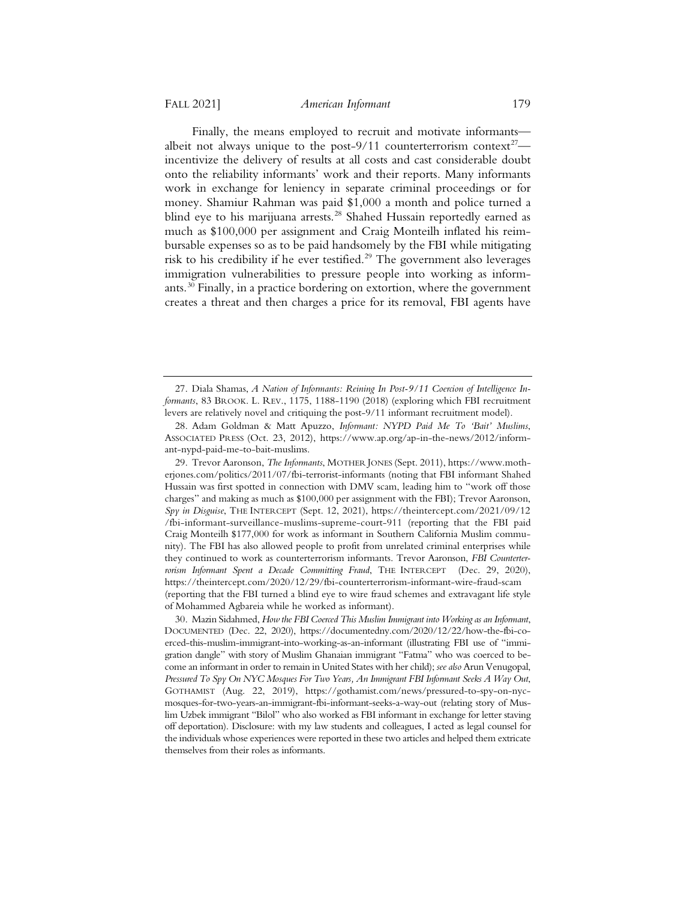Finally, the means employed to recruit and motivate informants—albeit not always unique to the post-9/11 counterterrorism context[27]—incentivize the delivery of results at all costs and cast considerable doubt onto the reliability informants' work and their reports. Many informants work in exchange for leniency in separate criminal proceedings or for money. Shamiur Rahman was paid $1,000 a month and police turned a blind eye to his marijuana arrests.[28] Shahed Hussain reportedly earned as much as $100,000 per assignment and Craig Monteilh inflated his reimbursable expenses so as to be paid handsomely by the FBI while mitigating risk to his credibility if he ever testified.[29] The government also leverages immigration vulnerabilities to pressure people into working as informants.[30] Finally, in a practice bordering on extortion, where the government creates a threat and then charges a price for its removal, FBI agents have

---

27. Diala Shamas, *A Nation of Informants: Reining In Post-9/11 Coercion of Intelligence Informants*, 83 BROOK. L. REV., 1175, 1188-1190 (2018) (exploring which FBI recruitment levers are relatively novel and critiquing the post-9/11 informant recruitment model).

28. Adam Goldman & Matt Apuzzo, *Informant: NYPD Paid Me To 'Bait' Muslims*, ASSOCIATED PRESS (Oct. 23, 2012), https://www.ap.org/ap-in-the-news/2012/informant-nypd-paid-me-to-bait-muslims.

29. Trevor Aaronson, *The Informants*, MOTHER JONES (Sept. 2011), https://www.motherjones.com/politics/2011/07/fbi-terrorist-informants (noting that FBI informant Shahed Hussain was first spotted in connection with DMV scam, leading him to "work off those charges" and making as much as $100,000 per assignment with the FBI); Trevor Aaronson, *Spy in Disguise*, THE INTERCEPT (Sept. 12, 2021), https://theintercept.com/2021/09/12/fbi-informant-surveillance-muslims-supreme-court-911 (reporting that the FBI paid Craig Monteilh $177,000 for work as informant in Southern California Muslim community). The FBI has also allowed people to profit from unrelated criminal enterprises while they continued to work as counterterrorism informants. Trevor Aaronson, *FBI Counterterrorism Informant Spent a Decade Committing Fraud*, THE INTERCEPT (Dec. 29, 2020), https://theintercept.com/2020/12/29/fbi-counterterrorism-informant-wire-fraud-scam (reporting that the FBI turned a blind eye to wire fraud schemes and extravagant life style of Mohammed Agbareia while he worked as informant).

30. Mazin Sidahmed, *How the FBI Coerced This Muslim Immigrant into Working as an Informant*, DOCUMENTED (Dec. 22, 2020), https://documentedny.com/2020/12/22/how-the-fbi-coerced-this-muslim-immigrant-into-working-as-an-informant (illustrating FBI use of "immigration dangle" with story of Muslim Ghanaian immigrant "Fatma" who was coerced to become an informant in order to remain in United States with her child); *see also* Arun Venugopal, *Pressured To Spy On NYC Mosques For Two Years, An Immigrant FBI Informant Seeks A Way Out*, GOTHAMIST (Aug. 22, 2019), https://gothamist.com/news/pressured-to-spy-on-nyc-mosques-for-two-years-an-immigrant-fbi-informant-seeks-a-way-out (relating story of Muslim Uzbek immigrant "Bilol" who also worked as FBI informant in exchange for letter staving off deportation). Disclosure: with my law students and colleagues, I acted as legal counsel for the individuals whose experiences were reported in these two articles and helped them extricate themselves from their roles as informants.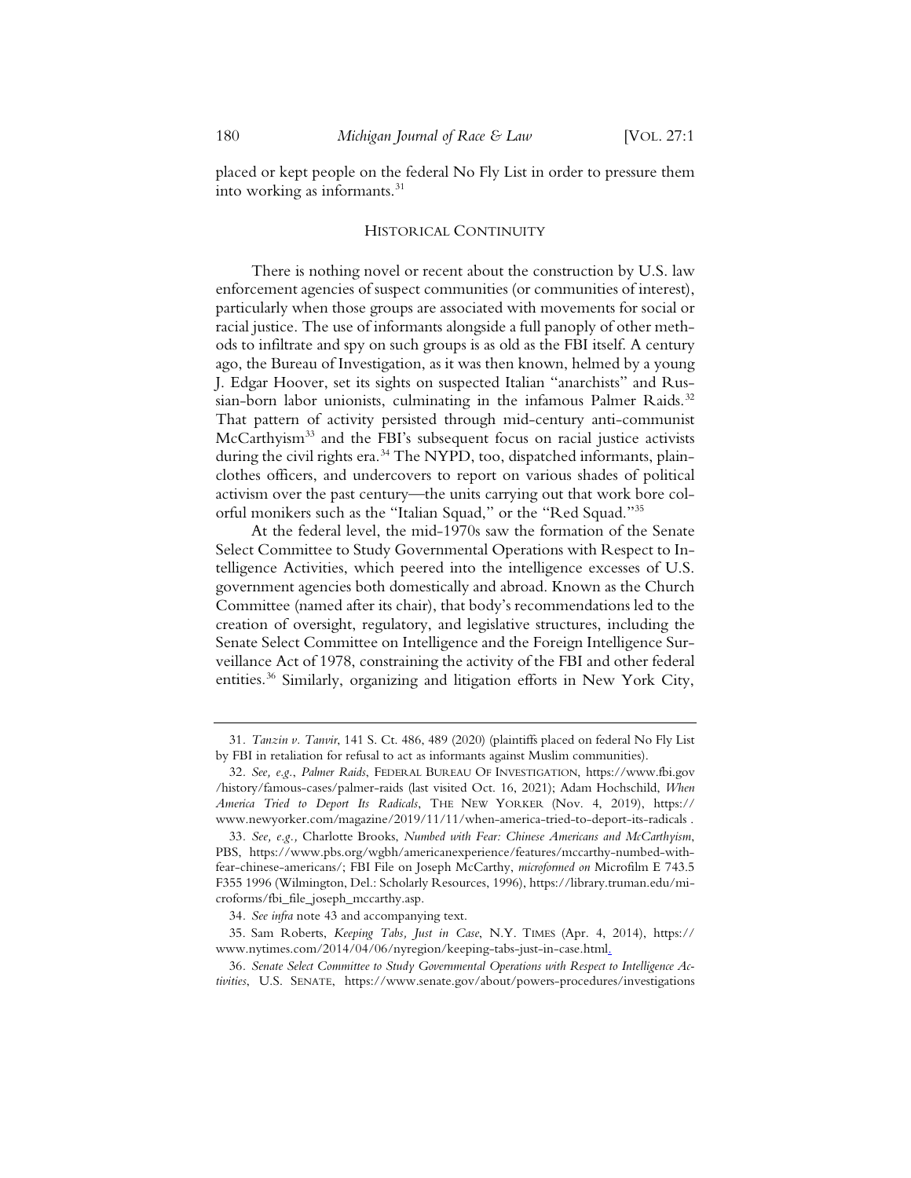placed or kept people on the federal No Fly List in order to pressure them into working as informants.[31]

## HISTORICAL CONTINUITY

There is nothing novel or recent about the construction by U.S. law enforcement agencies of suspect communities (or communities of interest), particularly when those groups are associated with movements for social or racial justice. The use of informants alongside a full panoply of other methods to infiltrate and spy on such groups is as old as the FBI itself. A century ago, the Bureau of Investigation, as it was then known, helmed by a young J. Edgar Hoover, set its sights on suspected Italian "anarchists" and Russian-born labor unionists, culminating in the infamous Palmer Raids.[32] That pattern of activity persisted through mid-century anti-communist McCarthyism[33] and the FBI's subsequent focus on racial justice activists during the civil rights era.[34] The NYPD, too, dispatched informants, plainclothes officers, and undercovers to report on various shades of political activism over the past century—the units carrying out that work bore colorful monikers such as the "Italian Squad," or the "Red Squad."[35]

At the federal level, the mid-1970s saw the formation of the Senate Select Committee to Study Governmental Operations with Respect to Intelligence Activities, which peered into the intelligence excesses of U.S. government agencies both domestically and abroad. Known as the Church Committee (named after its chair), that body's recommendations led to the creation of oversight, regulatory, and legislative structures, including the Senate Select Committee on Intelligence and the Foreign Intelligence Surveillance Act of 1978, constraining the activity of the FBI and other federal entities.[36] Similarly, organizing and litigation efforts in New York City,

---

31. *Tanzin v. Tanvir*, 141 S. Ct. 486, 489 (2020) (plaintiffs placed on federal No Fly List by FBI in retaliation for refusal to act as informants against Muslim communities).

32. *See, e.g.*, *Palmer Raids*, FEDERAL BUREAU OF INVESTIGATION, https://www.fbi.gov/history/famous-cases/palmer-raids (last visited Oct. 16, 2021); Adam Hochschild, *When America Tried to Deport Its Radicals*, THE NEW YORKER (Nov. 4, 2019), https://www.newyorker.com/magazine/2019/11/11/when-america-tried-to-deport-its-radicals .

33. *See, e.g.,* Charlotte Brooks, *Numbed with Fear: Chinese Americans and McCarthyism*, PBS, https://www.pbs.org/wgbh/americanexperience/features/mccarthy-numbed-with-fear-chinese-americans/; FBI File on Joseph McCarthy, *microformed on* Microfilm E 743.5 F355 1996 (Wilmington, Del.: Scholarly Resources, 1996), https://library.truman.edu/microforms/fbi_file_joseph_mccarthy.asp.

34. *See infra* note 43 and accompanying text.

35. Sam Roberts, *Keeping Tabs, Just in Case*, N.Y. TIMES (Apr. 4, 2014), https://www.nytimes.com/2014/04/06/nyregion/keeping-tabs-just-in-case.html.

36. *Senate Select Committee to Study Governmental Operations with Respect to Intelligence Activities*, U.S. SENATE, https://www.senate.gov/about/powers-procedures/investigations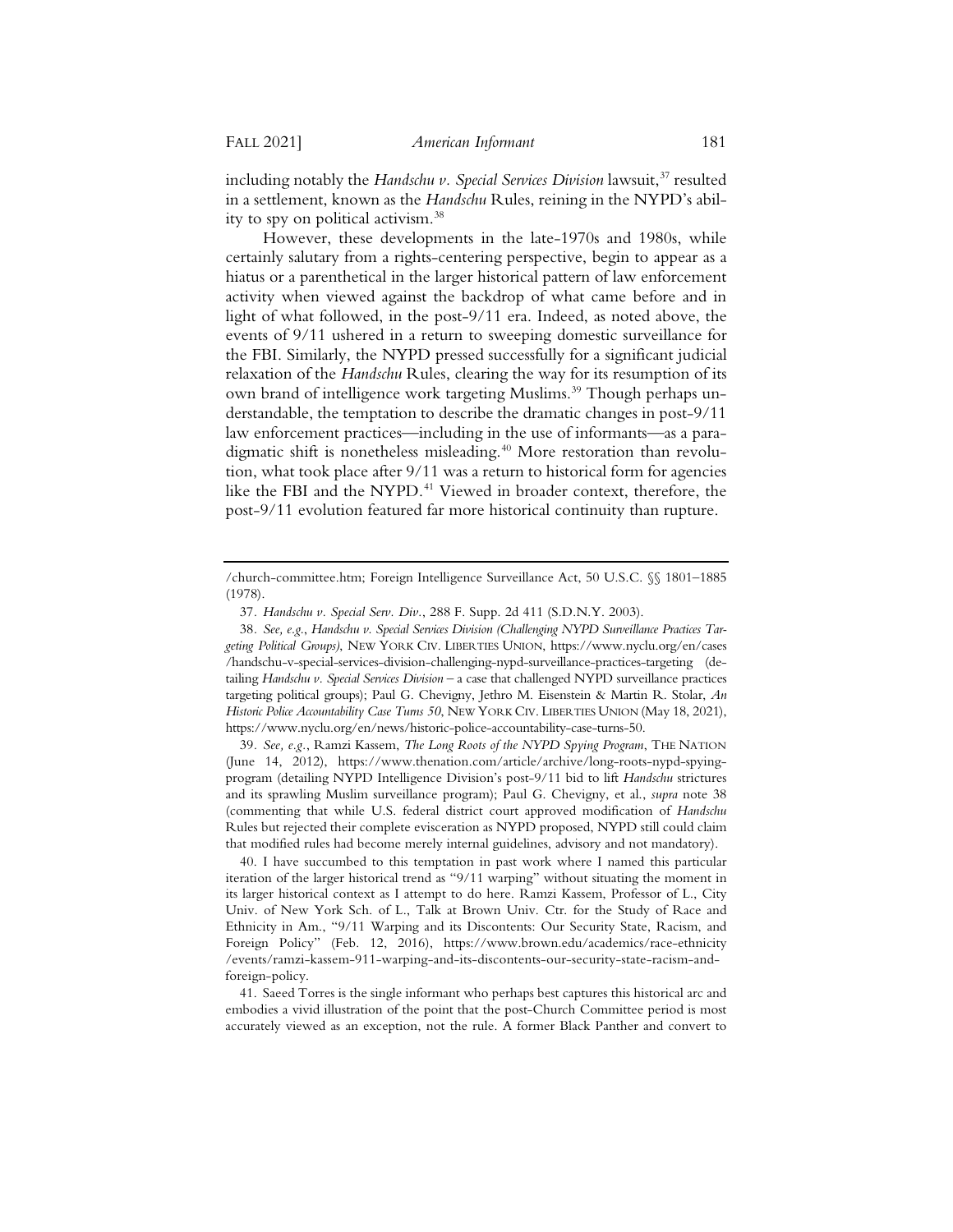including notably the *Handschu v. Special Services Division* lawsuit,[37] resulted in a settlement, known as the *Handschu* Rules, reining in the NYPD's ability to spy on political activism.[38]

However, these developments in the late-1970s and 1980s, while certainly salutary from a rights-centering perspective, begin to appear as a hiatus or a parenthetical in the larger historical pattern of law enforcement activity when viewed against the backdrop of what came before and in light of what followed, in the post-9/11 era. Indeed, as noted above, the events of 9/11 ushered in a return to sweeping domestic surveillance for the FBI. Similarly, the NYPD pressed successfully for a significant judicial relaxation of the *Handschu* Rules, clearing the way for its resumption of its own brand of intelligence work targeting Muslims.[39] Though perhaps understandable, the temptation to describe the dramatic changes in post-9/11 law enforcement practices—including in the use of informants—as a paradigmatic shift is nonetheless misleading.[40] More restoration than revolution, what took place after 9/11 was a return to historical form for agencies like the FBI and the NYPD.[41] Viewed in broader context, therefore, the post-9/11 evolution featured far more historical continuity than rupture.

---

/church-committee.htm; Foreign Intelligence Surveillance Act, 50 U.S.C. §§ 1801–1885 (1978).

37. *Handschu v. Special Serv. Div.*, 288 F. Supp. 2d 411 (S.D.N.Y. 2003).

38. *See, e.g.*, *Handschu v. Special Services Division (Challenging NYPD Surveillance Practices Targeting Political Groups)*, NEW YORK CIV. LIBERTIES UNION, https://www.nyclu.org/en/cases/handschu-v-special-services-division-challenging-nypd-surveillance-practices-targeting (detailing *Handschu v. Special Services Division* – a case that challenged NYPD surveillance practices targeting political groups); Paul G. Chevigny, Jethro M. Eisenstein & Martin R. Stolar, *An Historic Police Accountability Case Turns 50*, NEW YORK CIV. LIBERTIES UNION (May 18, 2021), https://www.nyclu.org/en/news/historic-police-accountability-case-turns-50.

39. *See, e.g.*, Ramzi Kassem, *The Long Roots of the NYPD Spying Program*, THE NATION (June 14, 2012), https://www.thenation.com/article/archive/long-roots-nypd-spying-program (detailing NYPD Intelligence Division's post-9/11 bid to lift *Handschu* strictures and its sprawling Muslim surveillance program); Paul G. Chevigny, et al., *supra* note 38 (commenting that while U.S. federal district court approved modification of *Handschu* Rules but rejected their complete evisceration as NYPD proposed, NYPD still could claim that modified rules had become merely internal guidelines, advisory and not mandatory).

40. I have succumbed to this temptation in past work where I named this particular iteration of the larger historical trend as "9/11 warping" without situating the moment in its larger historical context as I attempt to do here. Ramzi Kassem, Professor of L., City Univ. of New York Sch. of L., Talk at Brown Univ. Ctr. for the Study of Race and Ethnicity in Am., "9/11 Warping and its Discontents: Our Security State, Racism, and Foreign Policy" (Feb. 12, 2016), https://www.brown.edu/academics/race-ethnicity/events/ramzi-kassem-911-warping-and-its-discontents-our-security-state-racism-and-foreign-policy.

41. Saeed Torres is the single informant who perhaps best captures this historical arc and embodies a vivid illustration of the point that the post-Church Committee period is most accurately viewed as an exception, not the rule. A former Black Panther and convert to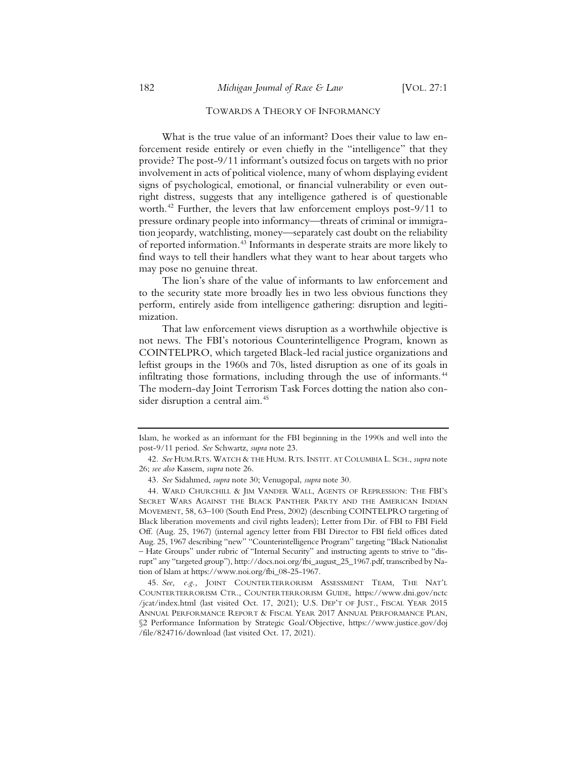## TOWARDS A THEORY OF INFORMANCY

What is the true value of an informant? Does their value to law enforcement reside entirely or even chiefly in the "intelligence" that they provide? The post-9/11 informant's outsized focus on targets with no prior involvement in acts of political violence, many of whom displaying evident signs of psychological, emotional, or financial vulnerability or even outright distress, suggests that any intelligence gathered is of questionable worth.[42] Further, the levers that law enforcement employs post-9/11 to pressure ordinary people into informancy—threats of criminal or immigration jeopardy, watchlisting, money—separately cast doubt on the reliability of reported information.[43] Informants in desperate straits are more likely to find ways to tell their handlers what they want to hear about targets who may pose no genuine threat.

The lion's share of the value of informants to law enforcement and to the security state more broadly lies in two less obvious functions they perform, entirely aside from intelligence gathering: disruption and legitimization.

That law enforcement views disruption as a worthwhile objective is not news. The FBI's notorious Counterintelligence Program, known as COINTELPRO, which targeted Black-led racial justice organizations and leftist groups in the 1960s and 70s, listed disruption as one of its goals in infiltrating those formations, including through the use of informants.[44] The modern-day Joint Terrorism Task Forces dotting the nation also consider disruption a central aim.[45]

---

Islam, he worked as an informant for the FBI beginning in the 1990s and well into the post-9/11 period. *See* Schwartz, *supra* note 23.

42. *See* HUM.RTS. WATCH & THE HUM. RTS. INSTIT. AT COLUMBIA L. SCH., *supra* note 26; *see also* Kassem, *supra* note 26.

43. *See* Sidahmed, *supra* note 30; Venugopal, *supra* note 30.

44. WARD CHURCHILL & JIM VANDER WALL, AGENTS OF REPRESSION: THE FBI'S SECRET WARS AGAINST THE BLACK PANTHER PARTY AND THE AMERICAN INDIAN MOVEMENT, 58, 63–100 (South End Press, 2002) (describing COINTELPRO targeting of Black liberation movements and civil rights leaders); Letter from Dir. of FBI to FBI Field Off. (Aug. 25, 1967) (internal agency letter from FBI Director to FBI field offices dated Aug. 25, 1967 describing "new" "Counterintelligence Program" targeting "Black Nationalist – Hate Groups" under rubric of "Internal Security" and instructing agents to strive to "disrupt" any "targeted group"), http://docs.noi.org/fbi_august_25_1967.pdf, transcribed by Nation of Islam at https://www.noi.org/fbi_08-25-1967.

45. *See, e.g.,* JOINT COUNTERTERRORISM ASSESSMENT TEAM, THE NAT'L COUNTERTERRORISM CTR., COUNTERTERRORISM GUIDE, https://www.dni.gov/nctc/jcat/index.html (last visited Oct. 17, 2021); U.S. DEP'T OF JUST., FISCAL YEAR 2015 ANNUAL PERFORMANCE REPORT & FISCAL YEAR 2017 ANNUAL PERFORMANCE PLAN, §2 Performance Information by Strategic Goal/Objective, https://www.justice.gov/doj/file/824716/download (last visited Oct. 17, 2021).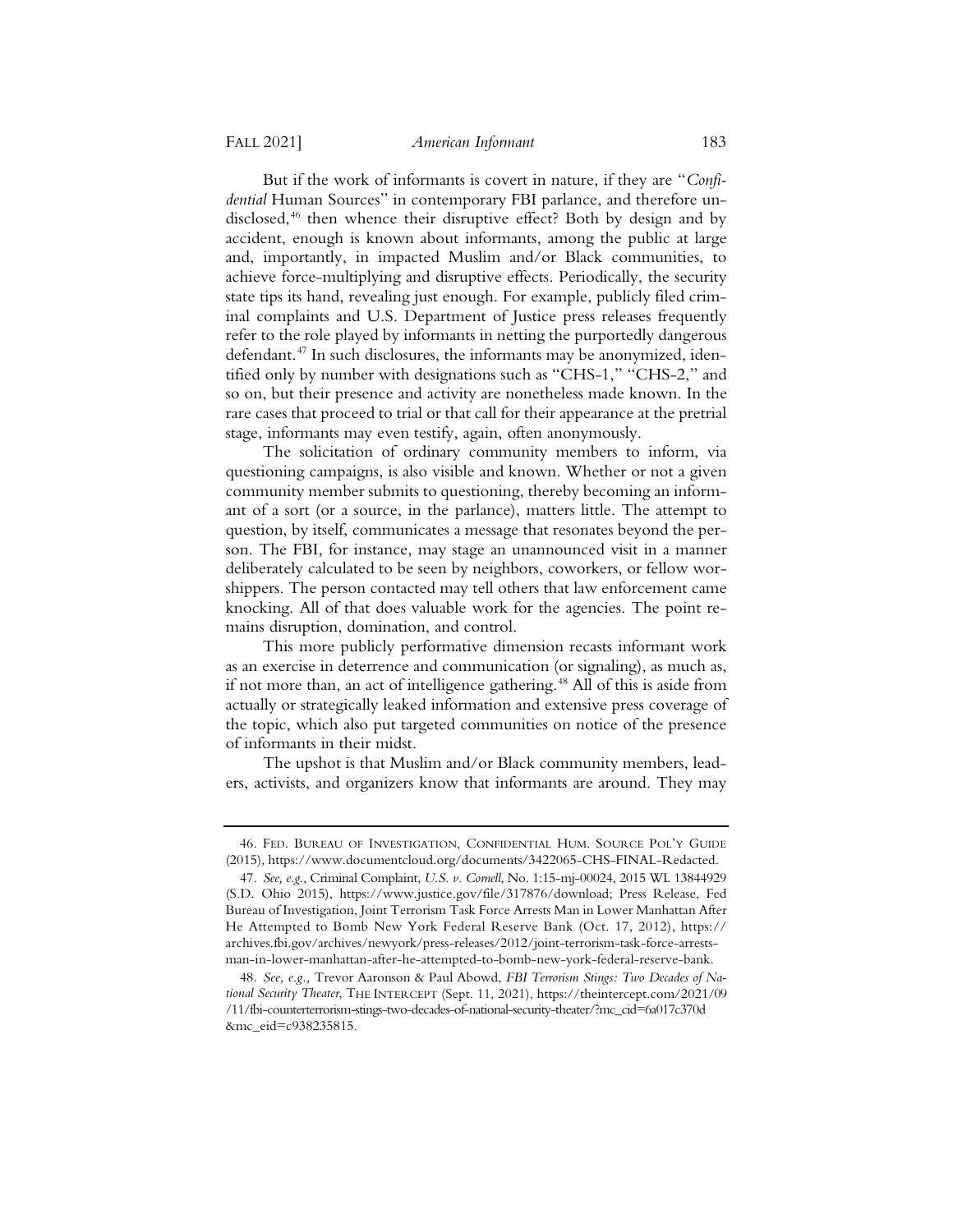But if the work of informants is covert in nature, if they are "*Confidential* Human Sources" in contemporary FBI parlance, and therefore undisclosed,[46] then whence their disruptive effect? Both by design and by accident, enough is known about informants, among the public at large and, importantly, in impacted Muslim and/or Black communities, to achieve force-multiplying and disruptive effects. Periodically, the security state tips its hand, revealing just enough. For example, publicly filed criminal complaints and U.S. Department of Justice press releases frequently refer to the role played by informants in netting the purportedly dangerous defendant.[47] In such disclosures, the informants may be anonymized, identified only by number with designations such as "CHS-1," "CHS-2," and so on, but their presence and activity are nonetheless made known. In the rare cases that proceed to trial or that call for their appearance at the pretrial stage, informants may even testify, again, often anonymously.

The solicitation of ordinary community members to inform, via questioning campaigns, is also visible and known. Whether or not a given community member submits to questioning, thereby becoming an informant of a sort (or a source, in the parlance), matters little. The attempt to question, by itself, communicates a message that resonates beyond the person. The FBI, for instance, may stage an unannounced visit in a manner deliberately calculated to be seen by neighbors, coworkers, or fellow worshippers. The person contacted may tell others that law enforcement came knocking. All of that does valuable work for the agencies. The point remains disruption, domination, and control.

This more publicly performative dimension recasts informant work as an exercise in deterrence and communication (or signaling), as much as, if not more than, an act of intelligence gathering.[48] All of this is aside from actually or strategically leaked information and extensive press coverage of the topic, which also put targeted communities on notice of the presence of informants in their midst.

The upshot is that Muslim and/or Black community members, leaders, activists, and organizers know that informants are around. They may

---

46. FED. BUREAU OF INVESTIGATION, CONFIDENTIAL HUM. SOURCE POL'Y GUIDE (2015), https://www.documentcloud.org/documents/3422065-CHS-FINAL-Redacted.

47. *See, e.g.*, Criminal Complaint, *U.S. v. Cornell*, No. 1:15-mj-00024, 2015 WL 13844929 (S.D. Ohio 2015), https://www.justice.gov/file/317876/download; Press Release, Fed Bureau of Investigation, Joint Terrorism Task Force Arrests Man in Lower Manhattan After He Attempted to Bomb New York Federal Reserve Bank (Oct. 17, 2012), https://archives.fbi.gov/archives/newyork/press-releases/2012/joint-terrorism-task-force-arrests-man-in-lower-manhattan-after-he-attempted-to-bomb-new-york-federal-reserve-bank.

48. *See, e.g.,* Trevor Aaronson & Paul Abowd, *FBI Terrorism Stings: Two Decades of National Security Theater*, THE INTERCEPT (Sept. 11, 2021), https://theintercept.com/2021/09/11/fbi-counterterrorism-stings-two-decades-of-national-security-theater/?mc_cid=6a017c370d&mc_eid=c938235815.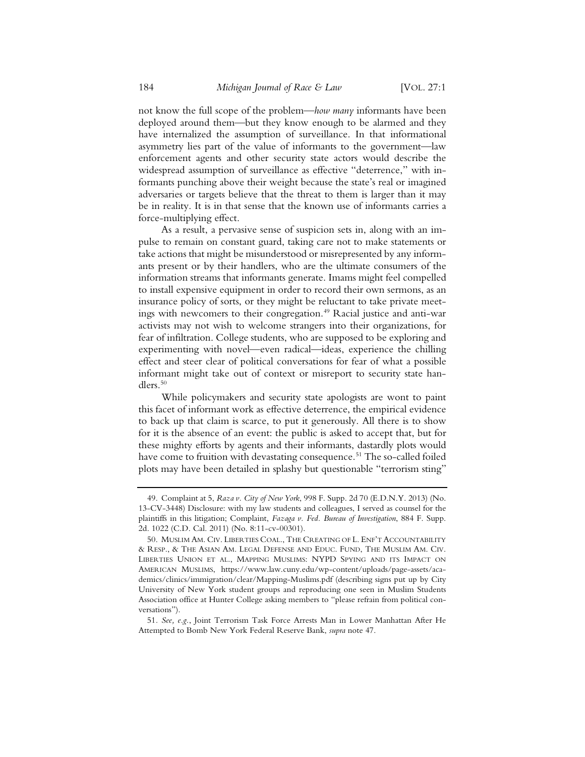not know the full scope of the problem—*how many* informants have been deployed around them—but they know enough to be alarmed and they have internalized the assumption of surveillance. In that informational asymmetry lies part of the value of informants to the government—law enforcement agents and other security state actors would describe the widespread assumption of surveillance as effective "deterrence," with informants punching above their weight because the state's real or imagined adversaries or targets believe that the threat to them is larger than it may be in reality. It is in that sense that the known use of informants carries a force-multiplying effect.

As a result, a pervasive sense of suspicion sets in, along with an impulse to remain on constant guard, taking care not to make statements or take actions that might be misunderstood or misrepresented by any informants present or by their handlers, who are the ultimate consumers of the information streams that informants generate. Imams might feel compelled to install expensive equipment in order to record their own sermons, as an insurance policy of sorts, or they might be reluctant to take private meetings with newcomers to their congregation.[49] Racial justice and anti-war activists may not wish to welcome strangers into their organizations, for fear of infiltration. College students, who are supposed to be exploring and experimenting with novel—even radical—ideas, experience the chilling effect and steer clear of political conversations for fear of what a possible informant might take out of context or misreport to security state handlers.[50]

While policymakers and security state apologists are wont to paint this facet of informant work as effective deterrence, the empirical evidence to back up that claim is scarce, to put it generously. All there is to show for it is the absence of an event: the public is asked to accept that, but for these mighty efforts by agents and their informants, dastardly plots would have come to fruition with devastating consequence.[51] The so-called foiled plots may have been detailed in splashy but questionable "terrorism sting"

---

49. Complaint at 5, *Raza v. City of New York*, 998 F. Supp. 2d 70 (E.D.N.Y. 2013) (No. 13-CV-3448) Disclosure: with my law students and colleagues, I served as counsel for the plaintiffs in this litigation; Complaint, *Fazaga v. Fed. Bureau of Investigation*, 884 F. Supp. 2d. 1022 (C.D. Cal. 2011) (No. 8:11-cv-00301).

50. MUSLIM AM. CIV. LIBERTIES COAL., THE CREATING OF L. ENF'T ACCOUNTABILITY & RESP., & THE ASIAN AM. LEGAL DEFENSE AND EDUC. FUND, THE MUSLIM AM. CIV. LIBERTIES UNION ET AL., MAPPING MUSLIMS: NYPD SPYING AND ITS IMPACT ON AMERICAN MUSLIMS, https://www.law.cuny.edu/wp-content/uploads/page-assets/academics/clinics/immigration/clear/Mapping-Muslims.pdf (describing signs put up by City University of New York student groups and reproducing one seen in Muslim Students Association office at Hunter College asking members to "please refrain from political conversations").

51. *See, e.g.*, Joint Terrorism Task Force Arrests Man in Lower Manhattan After He Attempted to Bomb New York Federal Reserve Bank, *supra* note 47.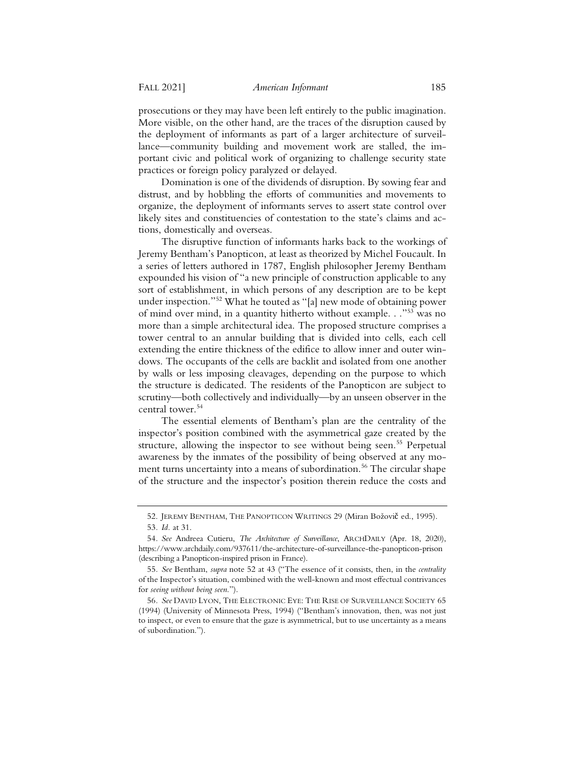prosecutions or they may have been left entirely to the public imagination. More visible, on the other hand, are the traces of the disruption caused by the deployment of informants as part of a larger architecture of surveillance—community building and movement work are stalled, the important civic and political work of organizing to challenge security state practices or foreign policy paralyzed or delayed.

Domination is one of the dividends of disruption. By sowing fear and distrust, and by hobbling the efforts of communities and movements to organize, the deployment of informants serves to assert state control over likely sites and constituencies of contestation to the state's claims and actions, domestically and overseas.

The disruptive function of informants harks back to the workings of Jeremy Bentham's Panopticon, at least as theorized by Michel Foucault. In a series of letters authored in 1787, English philosopher Jeremy Bentham expounded his vision of "a new principle of construction applicable to any sort of establishment, in which persons of any description are to be kept under inspection."[52] What he touted as "[a] new mode of obtaining power of mind over mind, in a quantity hitherto without example. . ."[53] was no more than a simple architectural idea. The proposed structure comprises a tower central to an annular building that is divided into cells, each cell extending the entire thickness of the edifice to allow inner and outer windows. The occupants of the cells are backlit and isolated from one another by walls or less imposing cleavages, depending on the purpose to which the structure is dedicated. The residents of the Panopticon are subject to scrutiny—both collectively and individually—by an unseen observer in the central tower.[54]

The essential elements of Bentham's plan are the centrality of the inspector's position combined with the asymmetrical gaze created by the structure, allowing the inspector to see without being seen.[55] Perpetual awareness by the inmates of the possibility of being observed at any moment turns uncertainty into a means of subordination.[56] The circular shape of the structure and the inspector's position therein reduce the costs and

---

52. JEREMY BENTHAM, THE PANOPTICON WRITINGS 29 (Miran Božovič ed., 1995).

53. *Id.* at 31.

54. *See* Andreea Cutieru, *The Architecture of Surveillance*, ARCHDAILY (Apr. 18, 2020), https://www.archdaily.com/937611/the-architecture-of-surveillance-the-panopticon-prison (describing a Panopticon-inspired prison in France).

55. *See* Bentham, *supra* note 52 at 43 ("The essence of it consists, then, in the *centrality* of the Inspector's situation, combined with the well-known and most effectual contrivances for *seeing without being seen*.").

56. *See* DAVID LYON, THE ELECTRONIC EYE: THE RISE OF SURVEILLANCE SOCIETY 65 (1994) (University of Minnesota Press, 1994) ("Bentham's innovation, then, was not just to inspect, or even to ensure that the gaze is asymmetrical, but to use uncertainty as a means of subordination.").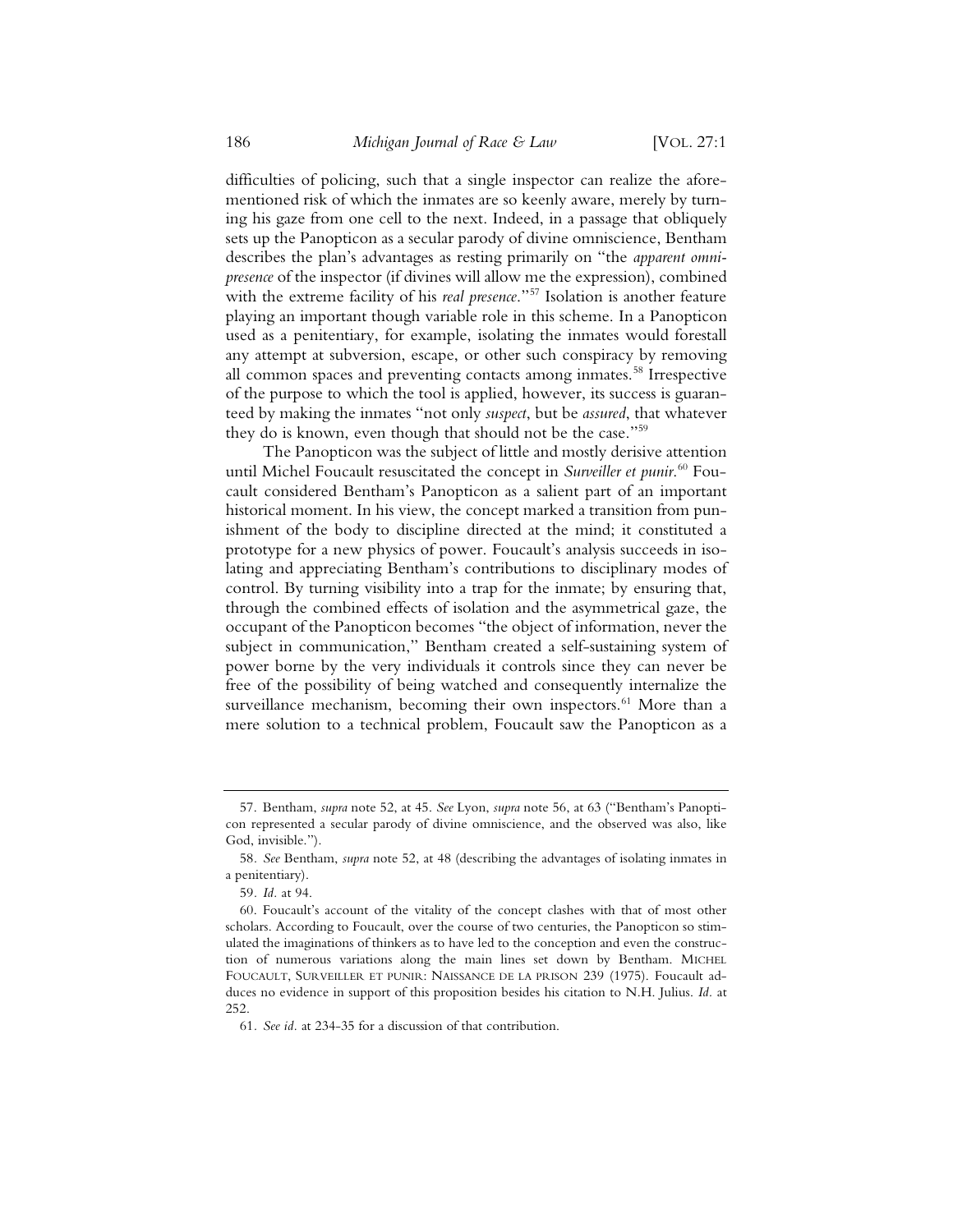difficulties of policing, such that a single inspector can realize the aforementioned risk of which the inmates are so keenly aware, merely by turning his gaze from one cell to the next. Indeed, in a passage that obliquely sets up the Panopticon as a secular parody of divine omniscience, Bentham describes the plan's advantages as resting primarily on "the *apparent omnipresence* of the inspector (if divines will allow me the expression), combined with the extreme facility of his *real presence*."[57] Isolation is another feature playing an important though variable role in this scheme. In a Panopticon used as a penitentiary, for example, isolating the inmates would forestall any attempt at subversion, escape, or other such conspiracy by removing all common spaces and preventing contacts among inmates.[58] Irrespective of the purpose to which the tool is applied, however, its success is guaranteed by making the inmates "not only *suspect*, but be *assured*, that whatever they do is known, even though that should not be the case."[59]

The Panopticon was the subject of little and mostly derisive attention until Michel Foucault resuscitated the concept in *Surveiller et punir*.[60] Foucault considered Bentham's Panopticon as a salient part of an important historical moment. In his view, the concept marked a transition from punishment of the body to discipline directed at the mind; it constituted a prototype for a new physics of power. Foucault's analysis succeeds in isolating and appreciating Bentham's contributions to disciplinary modes of control. By turning visibility into a trap for the inmate; by ensuring that, through the combined effects of isolation and the asymmetrical gaze, the occupant of the Panopticon becomes "the object of information, never the subject in communication," Bentham created a self-sustaining system of power borne by the very individuals it controls since they can never be free of the possibility of being watched and consequently internalize the surveillance mechanism, becoming their own inspectors.[61] More than a mere solution to a technical problem, Foucault saw the Panopticon as a

---

57. Bentham, *supra* note 52, at 45. *See* Lyon, *supra* note 56, at 63 ("Bentham's Panopticon represented a secular parody of divine omniscience, and the observed was also, like God, invisible.").

58. *See* Bentham, *supra* note 52, at 48 (describing the advantages of isolating inmates in a penitentiary).

59. *Id*. at 94.

60. Foucault's account of the vitality of the concept clashes with that of most other scholars. According to Foucault, over the course of two centuries, the Panopticon so stimulated the imaginations of thinkers as to have led to the conception and even the construction of numerous variations along the main lines set down by Bentham. MICHEL FOUCAULT, SURVEILLER ET PUNIR: NAISSANCE DE LA PRISON 239 (1975). Foucault adduces no evidence in support of this proposition besides his citation to N.H. Julius. *Id*. at 252.

61. *See id*. at 234-35 for a discussion of that contribution.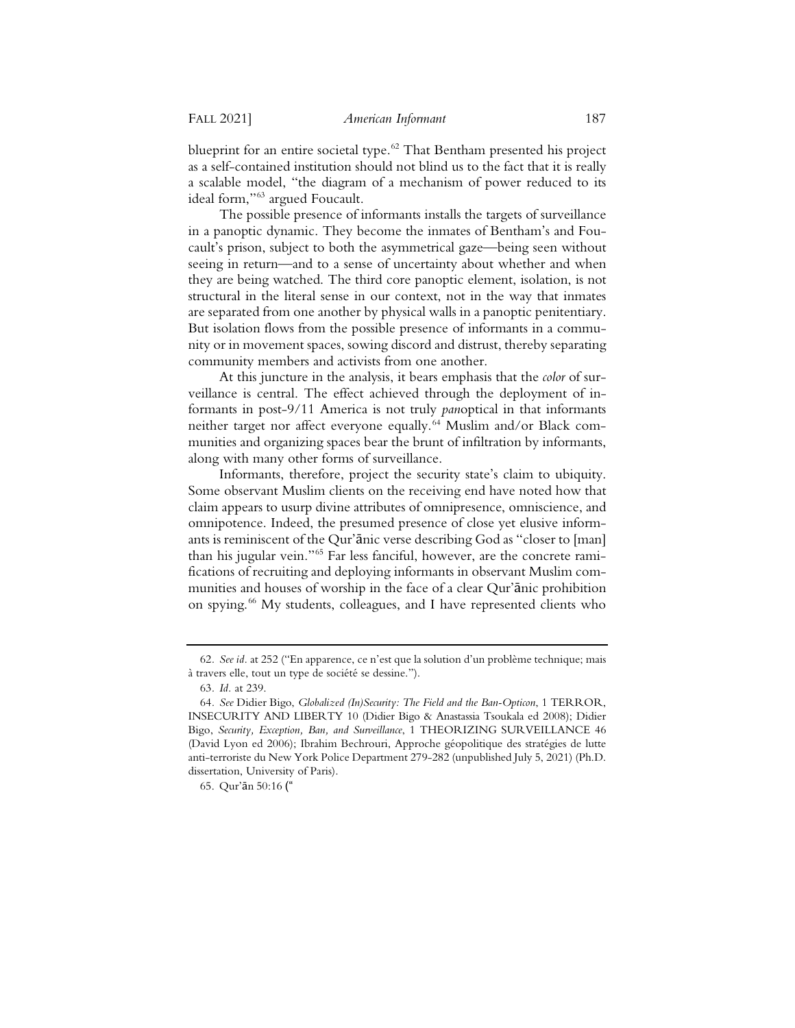blueprint for an entire societal type.[62] That Bentham presented his project as a self-contained institution should not blind us to the fact that it is really a scalable model, "the diagram of a mechanism of power reduced to its ideal form,"[63] argued Foucault.

The possible presence of informants installs the targets of surveillance in a panoptic dynamic. They become the inmates of Bentham's and Foucault's prison, subject to both the asymmetrical gaze—being seen without seeing in return—and to a sense of uncertainty about whether and when they are being watched. The third core panoptic element, isolation, is not structural in the literal sense in our context, not in the way that inmates are separated from one another by physical walls in a panoptic penitentiary. But isolation flows from the possible presence of informants in a community or in movement spaces, sowing discord and distrust, thereby separating community members and activists from one another.

At this juncture in the analysis, it bears emphasis that the *color* of surveillance is central. The effect achieved through the deployment of informants in post-9/11 America is not truly *pan*optical in that informants neither target nor affect everyone equally.[64] Muslim and/or Black communities and organizing spaces bear the brunt of infiltration by informants, along with many other forms of surveillance.

Informants, therefore, project the security state's claim to ubiquity. Some observant Muslim clients on the receiving end have noted how that claim appears to usurp divine attributes of omnipresence, omniscience, and omnipotence. Indeed, the presumed presence of close yet elusive informants is reminiscent of the Qur'ānic verse describing God as "closer to [man] than his jugular vein."[65] Far less fanciful, however, are the concrete ramifications of recruiting and deploying informants in observant Muslim communities and houses of worship in the face of a clear Qur'ānic prohibition on spying.[66] My students, colleagues, and I have represented clients who

---

62. *See id.* at 252 ("En apparence, ce n'est que la solution d'un problème technique; mais à travers elle, tout un type de société se dessine.").

63. *Id.* at 239.

64. *See* Didier Bigo, *Globalized (In)Security: The Field and the Ban-Opticon*, 1 TERROR, INSECURITY AND LIBERTY 10 (Didier Bigo & Anastassia Tsoukala ed 2008); Didier Bigo, *Security, Exception, Ban, and Surveillance*, 1 THEORIZING SURVEILLANCE 46 (David Lyon ed 2006); Ibrahim Bechrouri, Approche géopolitique des stratégies de lutte anti-terroriste du New York Police Department 279-282 (unpublished July 5, 2021) (Ph.D. dissertation, University of Paris).

65. Qur'ān 50:16 ("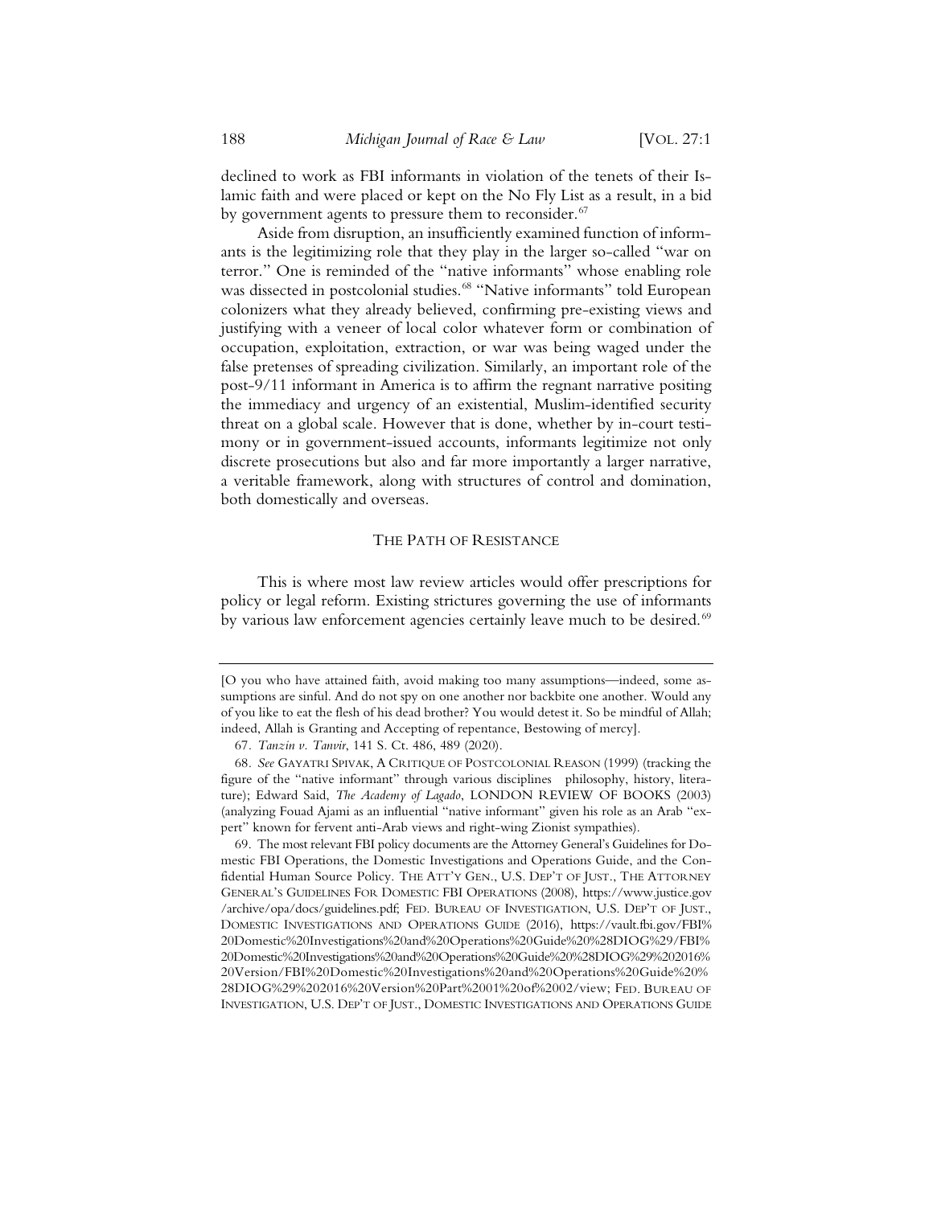declined to work as FBI informants in violation of the tenets of their Islamic faith and were placed or kept on the No Fly List as a result, in a bid by government agents to pressure them to reconsider.[67]

Aside from disruption, an insufficiently examined function of informants is the legitimizing role that they play in the larger so-called "war on terror." One is reminded of the "native informants" whose enabling role was dissected in postcolonial studies.[68] "Native informants" told European colonizers what they already believed, confirming pre-existing views and justifying with a veneer of local color whatever form or combination of occupation, exploitation, extraction, or war was being waged under the false pretenses of spreading civilization. Similarly, an important role of the post-9/11 informant in America is to affirm the regnant narrative positing the immediacy and urgency of an existential, Muslim-identified security threat on a global scale. However that is done, whether by in-court testimony or in government-issued accounts, informants legitimize not only discrete prosecutions but also and far more importantly a larger narrative, a veritable framework, along with structures of control and domination, both domestically and overseas.

## THE PATH OF RESISTANCE

This is where most law review articles would offer prescriptions for policy or legal reform. Existing strictures governing the use of informants by various law enforcement agencies certainly leave much to be desired.[69]

---

[O you who have attained faith, avoid making too many assumptions—indeed, some assumptions are sinful. And do not spy on one another nor backbite one another. Would any of you like to eat the flesh of his dead brother? You would detest it. So be mindful of Allah; indeed, Allah is Granting and Accepting of repentance, Bestowing of mercy].

67. *Tanzin v. Tanvir*, 141 S. Ct. 486, 489 (2020).

68. *See* GAYATRI SPIVAK, A CRITIQUE OF POSTCOLONIAL REASON (1999) (tracking the figure of the "native informant" through various disciplines philosophy, history, literature); Edward Said, *The Academy of Lagado*, LONDON REVIEW OF BOOKS (2003) (analyzing Fouad Ajami as an influential "native informant" given his role as an Arab "expert" known for fervent anti-Arab views and right-wing Zionist sympathies).

69. The most relevant FBI policy documents are the Attorney General's Guidelines for Domestic FBI Operations, the Domestic Investigations and Operations Guide, and the Confidential Human Source Policy. THE ATT'Y GEN., U.S. DEP'T OF JUST., THE ATTORNEY GENERAL'S GUIDELINES FOR DOMESTIC FBI OPERATIONS (2008), https://www.justice.gov/archive/opa/docs/guidelines.pdf; FED. BUREAU OF INVESTIGATION, U.S. DEP'T OF JUST., DOMESTIC INVESTIGATIONS AND OPERATIONS GUIDE (2016), https://vault.fbi.gov/FBI%20Domestic%20Investigations%20and%20Operations%20Guide%20%28DIOG%29/FBI%20Domestic%20Investigations%20and%20Operations%20Guide%20%28DIOG%29%202016%20Version/FBI%20Domestic%20Investigations%20and%20Operations%20Guide%20%28DIOG%29%202016%20Version%20Part%2001%20of%2002/view; FED. BUREAU OF INVESTIGATION, U.S. DEP'T OF JUST., DOMESTIC INVESTIGATIONS AND OPERATIONS GUIDE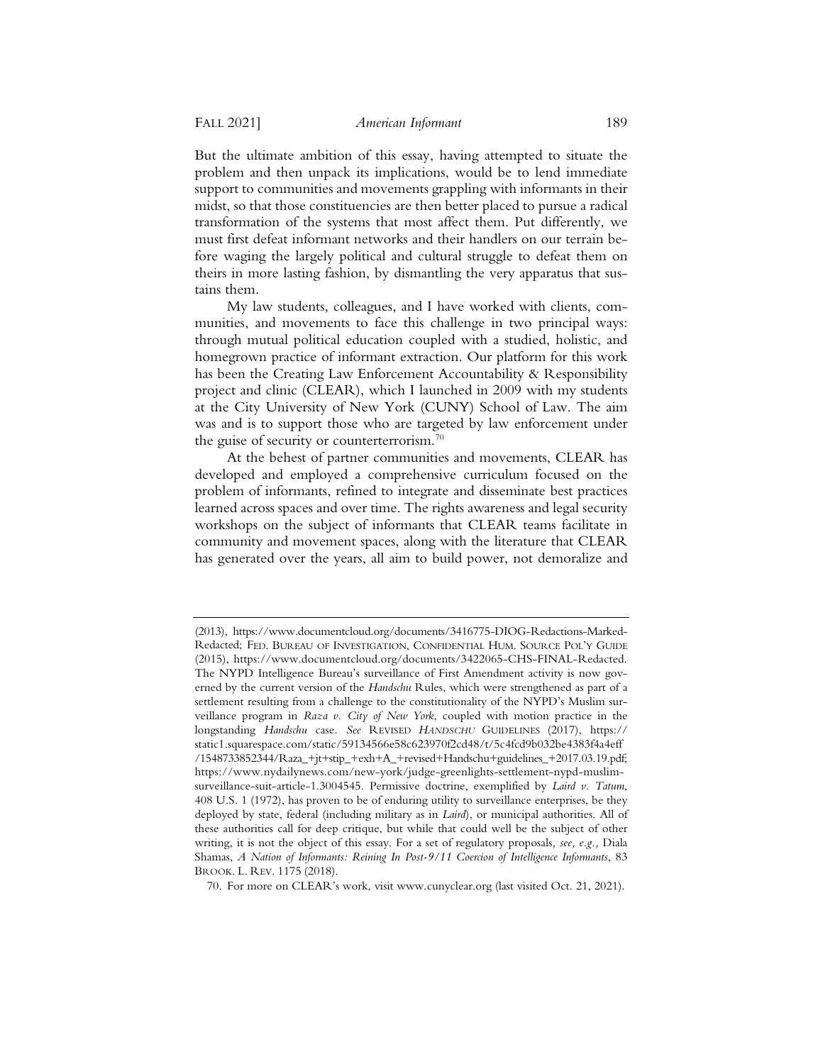But the ultimate ambition of this essay, having attempted to situate the problem and then unpack its implications, would be to lend immediate support to communities and movements grappling with informants in their midst, so that those constituencies are then better placed to pursue a radical transformation of the systems that most affect them. Put differently, we must first defeat informant networks and their handlers on our terrain before waging the largely political and cultural struggle to defeat them on theirs in more lasting fashion, by dismantling the very apparatus that sustains them.

My law students, colleagues, and I have worked with clients, communities, and movements to face this challenge in two principal ways: through mutual political education coupled with a studied, holistic, and homegrown practice of informant extraction. Our platform for this work has been the Creating Law Enforcement Accountability & Responsibility project and clinic (CLEAR), which I launched in 2009 with my students at the City University of New York (CUNY) School of Law. The aim was and is to support those who are targeted by law enforcement under the guise of security or counterterrorism.[70]

At the behest of partner communities and movements, CLEAR has developed and employed a comprehensive curriculum focused on the problem of informants, refined to integrate and disseminate best practices learned across spaces and over time. The rights awareness and legal security workshops on the subject of informants that CLEAR teams facilitate in community and movement spaces, along with the literature that CLEAR has generated over the years, all aim to build power, not demoralize and

---

(2013), https://www.documentcloud.org/documents/3416775-DIOG-Redactions-Marked-Redacted; FED. BUREAU OF INVESTIGATION, CONFIDENTIAL HUM. SOURCE POL'Y GUIDE (2015), https://www.documentcloud.org/documents/3422065-CHS-FINAL-Redacted. The NYPD Intelligence Bureau's surveillance of First Amendment activity is now governed by the current version of the *Handschu* Rules, which were strengthened as part of a settlement resulting from a challenge to the constitutionality of the NYPD's Muslim surveillance program in *Raza v. City of New York*, coupled with motion practice in the longstanding *Handschu* case. *See* REVISED *HANDSCHU* GUIDELINES (2017), https://static1.squarespace.com/static/59134566e58c623970f2cd48/t/5c4fcd9b032be4383f4a4eff/1548733852344/Raza_+jt+stip_+exh+A_+revised+Handschu+guidelines_+2017.03.19.pdf; https://www.nydailynews.com/new-york/judge-greenlights-settlement-nypd-muslim-surveillance-suit-article-1.3004545. Permissive doctrine, exemplified by *Laird v. Tatum*, 408 U.S. 1 (1972), has proven to be of enduring utility to surveillance enterprises, be they deployed by state, federal (including military as in *Laird*), or municipal authorities. All of these authorities call for deep critique, but while that could well be the subject of other writing, it is not the object of this essay. For a set of regulatory proposals*, see, e.g.,* Diala Shamas, *A Nation of Informants: Reining In Post-9/11 Coercion of Intelligence Informants*, 83 BROOK. L. REV. 1175 (2018).

70. For more on CLEAR's work, visit www.cunyclear.org (last visited Oct. 21, 2021).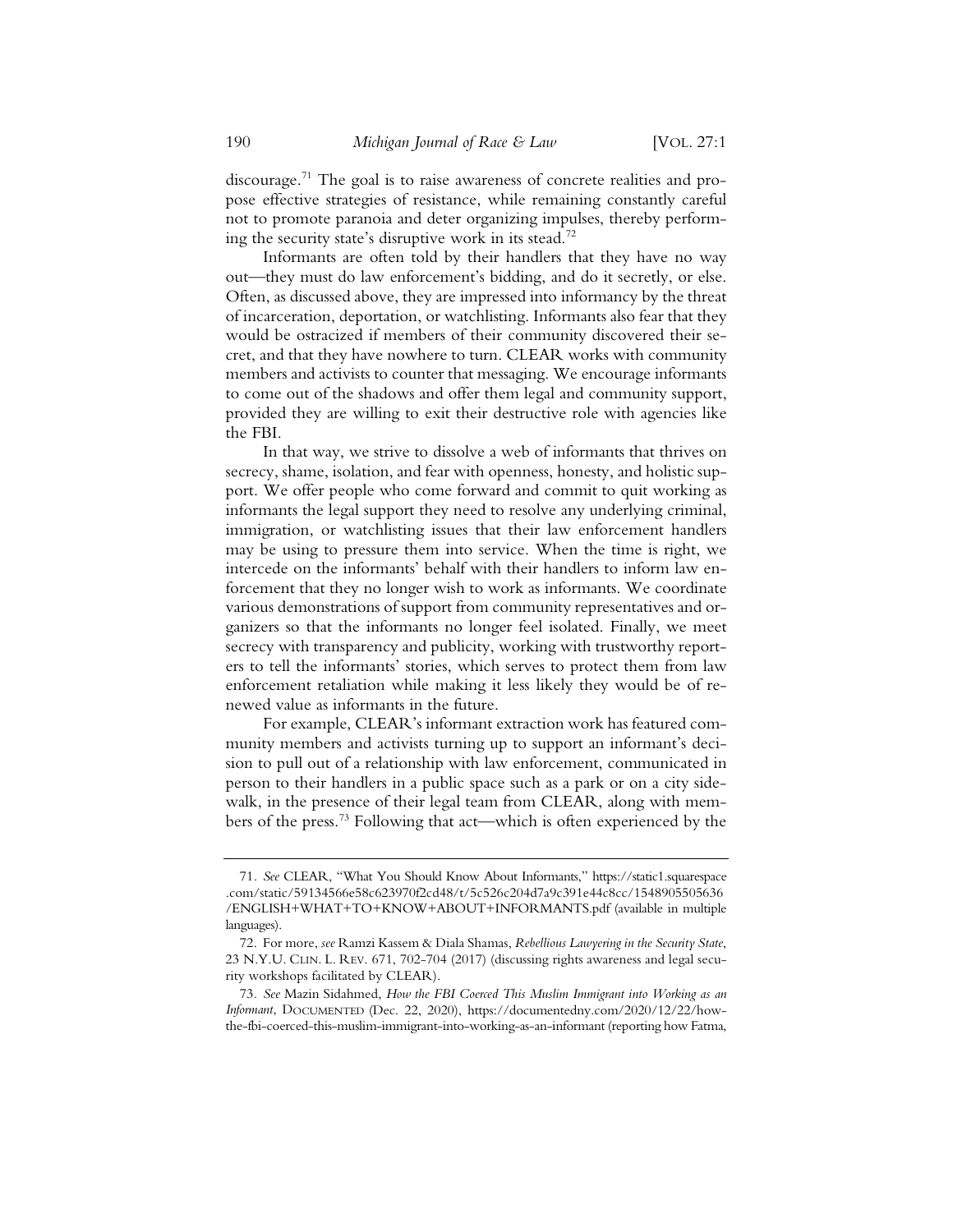discourage.[71] The goal is to raise awareness of concrete realities and propose effective strategies of resistance, while remaining constantly careful not to promote paranoia and deter organizing impulses, thereby performing the security state's disruptive work in its stead.[72]

Informants are often told by their handlers that they have no way out—they must do law enforcement's bidding, and do it secretly, or else. Often, as discussed above, they are impressed into informancy by the threat of incarceration, deportation, or watchlisting. Informants also fear that they would be ostracized if members of their community discovered their secret, and that they have nowhere to turn. CLEAR works with community members and activists to counter that messaging. We encourage informants to come out of the shadows and offer them legal and community support, provided they are willing to exit their destructive role with agencies like the FBI.

In that way, we strive to dissolve a web of informants that thrives on secrecy, shame, isolation, and fear with openness, honesty, and holistic support. We offer people who come forward and commit to quit working as informants the legal support they need to resolve any underlying criminal, immigration, or watchlisting issues that their law enforcement handlers may be using to pressure them into service. When the time is right, we intercede on the informants' behalf with their handlers to inform law enforcement that they no longer wish to work as informants. We coordinate various demonstrations of support from community representatives and organizers so that the informants no longer feel isolated. Finally, we meet secrecy with transparency and publicity, working with trustworthy reporters to tell the informants' stories, which serves to protect them from law enforcement retaliation while making it less likely they would be of renewed value as informants in the future.

For example, CLEAR's informant extraction work has featured community members and activists turning up to support an informant's decision to pull out of a relationship with law enforcement, communicated in person to their handlers in a public space such as a park or on a city sidewalk, in the presence of their legal team from CLEAR, along with members of the press.[73] Following that act—which is often experienced by the

---

71. *See* CLEAR, "What You Should Know About Informants," https://static1.squarespace.com/static/59134566e58c623970f2cd48/t/5c526c204d7a9c391e44c8cc/1548905505636/ENGLISH+WHAT+TO+KNOW+ABOUT+INFORMANTS.pdf (available in multiple languages).

72. For more, *see* Ramzi Kassem & Diala Shamas, *Rebellious Lawyering in the Security State*, 23 N.Y.U. CLIN. L. REV. 671, 702-704 (2017) (discussing rights awareness and legal security workshops facilitated by CLEAR).

73. *See* Mazin Sidahmed, *How the FBI Coerced This Muslim Immigrant into Working as an Informant*, DOCUMENTED (Dec. 22, 2020), https://documentedny.com/2020/12/22/how-the-fbi-coerced-this-muslim-immigrant-into-working-as-an-informant (reporting how Fatma,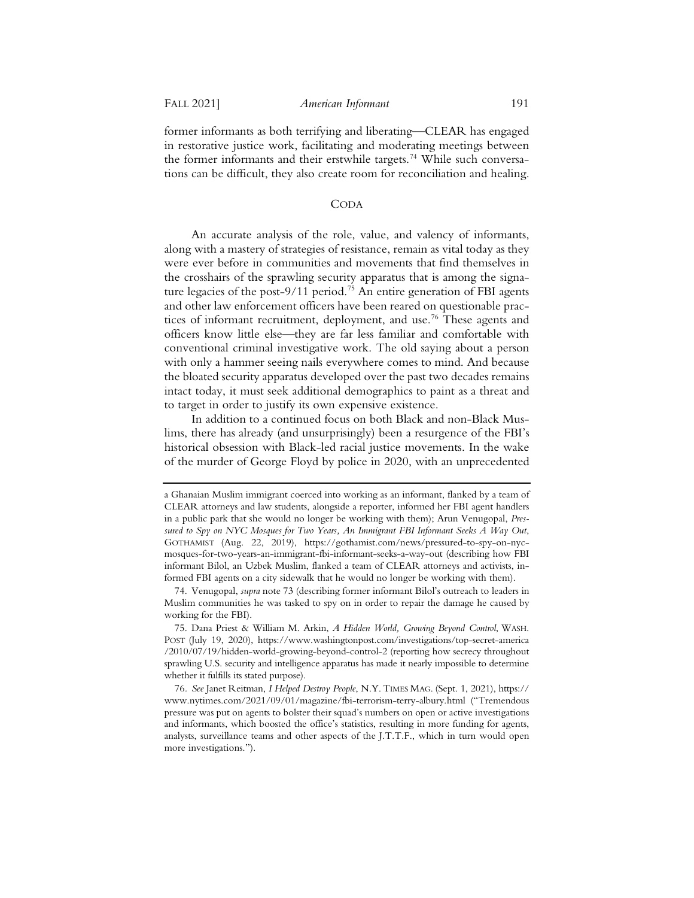former informants as both terrifying and liberating—CLEAR has engaged in restorative justice work, facilitating and moderating meetings between the former informants and their erstwhile targets.[74] While such conversations can be difficult, they also create room for reconciliation and healing.

## CODA

An accurate analysis of the role, value, and valency of informants, along with a mastery of strategies of resistance, remain as vital today as they were ever before in communities and movements that find themselves in the crosshairs of the sprawling security apparatus that is among the signature legacies of the post-9/11 period.[75] An entire generation of FBI agents and other law enforcement officers have been reared on questionable practices of informant recruitment, deployment, and use.[76] These agents and officers know little else—they are far less familiar and comfortable with conventional criminal investigative work. The old saying about a person with only a hammer seeing nails everywhere comes to mind. And because the bloated security apparatus developed over the past two decades remains intact today, it must seek additional demographics to paint as a threat and to target in order to justify its own expensive existence.

In addition to a continued focus on both Black and non-Black Muslims, there has already (and unsurprisingly) been a resurgence of the FBI's historical obsession with Black-led racial justice movements. In the wake of the murder of George Floyd by police in 2020, with an unprecedented

---

a Ghanaian Muslim immigrant coerced into working as an informant, flanked by a team of CLEAR attorneys and law students, alongside a reporter, informed her FBI agent handlers in a public park that she would no longer be working with them); Arun Venugopal, *Pressured to Spy on NYC Mosques for Two Years, An Immigrant FBI Informant Seeks A Way Out*, GOTHAMIST (Aug. 22, 2019), https://gothamist.com/news/pressured-to-spy-on-nyc-mosques-for-two-years-an-immigrant-fbi-informant-seeks-a-way-out (describing how FBI informant Bilol, an Uzbek Muslim, flanked a team of CLEAR attorneys and activists, informed FBI agents on a city sidewalk that he would no longer be working with them).

74. Venugopal, *supra* note 73 (describing former informant Bilol's outreach to leaders in Muslim communities he was tasked to spy on in order to repair the damage he caused by working for the FBI).

75. Dana Priest & William M. Arkin, *A Hidden World, Growing Beyond Control*, WASH. POST (July 19, 2020), https://www.washingtonpost.com/investigations/top-secret-america/2010/07/19/hidden-world-growing-beyond-control-2 (reporting how secrecy throughout sprawling U.S. security and intelligence apparatus has made it nearly impossible to determine whether it fulfills its stated purpose).

76. *See* Janet Reitman, *I Helped Destroy People*, N.Y. TIMES MAG. (Sept. 1, 2021), https://www.nytimes.com/2021/09/01/magazine/fbi-terrorism-terry-albury.html ("Tremendous pressure was put on agents to bolster their squad's numbers on open or active investigations and informants, which boosted the office's statistics, resulting in more funding for agents, analysts, surveillance teams and other aspects of the J.T.T.F., which in turn would open more investigations.").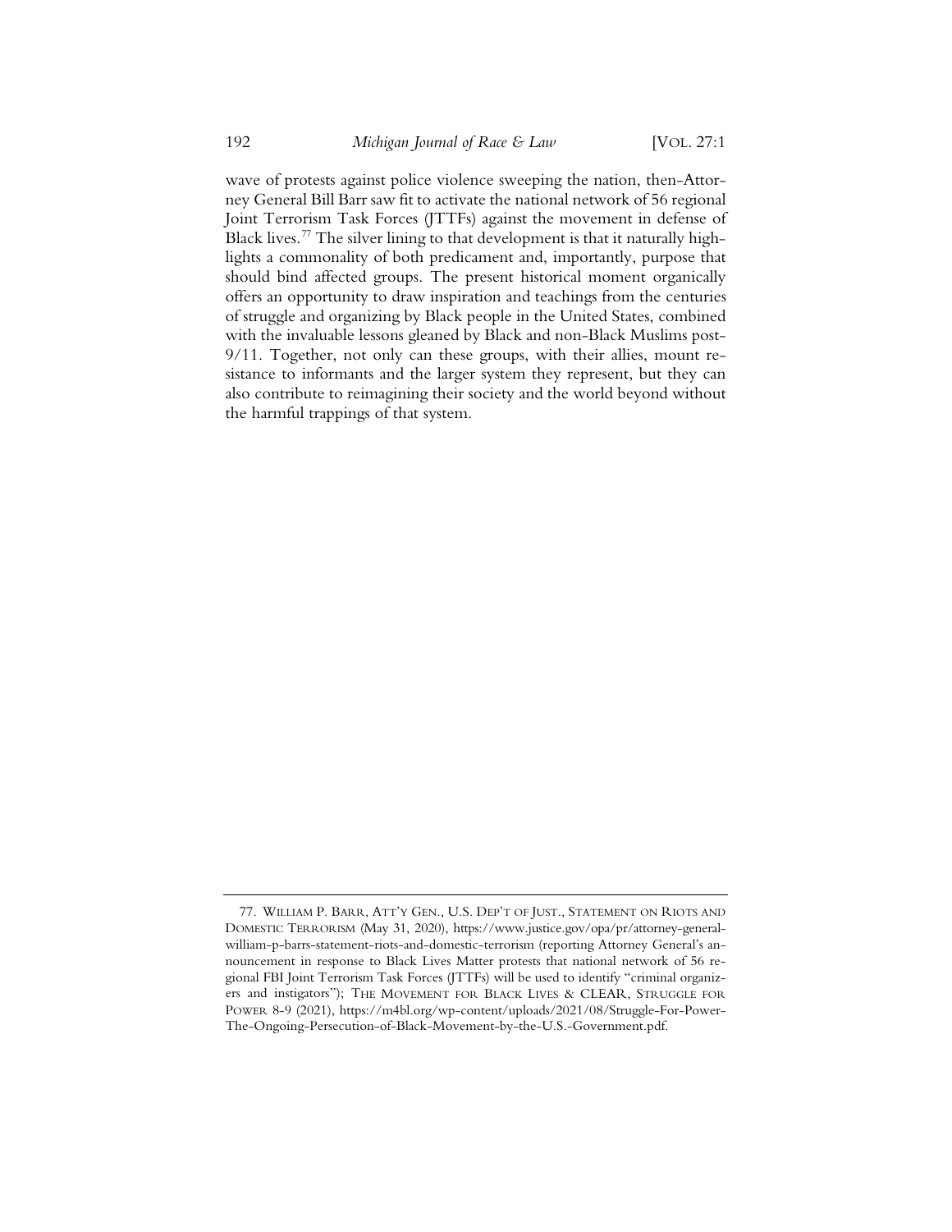wave of protests against police violence sweeping the nation, then-Attorney General Bill Barr saw fit to activate the national network of 56 regional Joint Terrorism Task Forces (JTTFs) against the movement in defense of Black lives.[77] The silver lining to that development is that it naturally highlights a commonality of both predicament and, importantly, purpose that should bind affected groups. The present historical moment organically offers an opportunity to draw inspiration and teachings from the centuries of struggle and organizing by Black people in the United States, combined with the invaluable lessons gleaned by Black and non-Black Muslims post-9/11. Together, not only can these groups, with their allies, mount resistance to informants and the larger system they represent, but they can also contribute to reimagining their society and the world beyond without the harmful trappings of that system.

---

77. WILLIAM P. BARR, ATT'Y GEN., U.S. DEP'T OF JUST., STATEMENT ON RIOTS AND DOMESTIC TERRORISM (May 31, 2020), https://www.justice.gov/opa/pr/attorney-general-william-p-barrs-statement-riots-and-domestic-terrorism (reporting Attorney General's announcement in response to Black Lives Matter protests that national network of 56 regional FBI Joint Terrorism Task Forces (JTTFs) will be used to identify "criminal organizers and instigators"); THE MOVEMENT FOR BLACK LIVES & CLEAR, STRUGGLE FOR POWER 8-9 (2021), https://m4bl.org/wp-content/uploads/2021/08/Struggle-For-Power-The-Ongoing-Persecution-of-Black-Movement-by-the-U.S.-Government.pdf.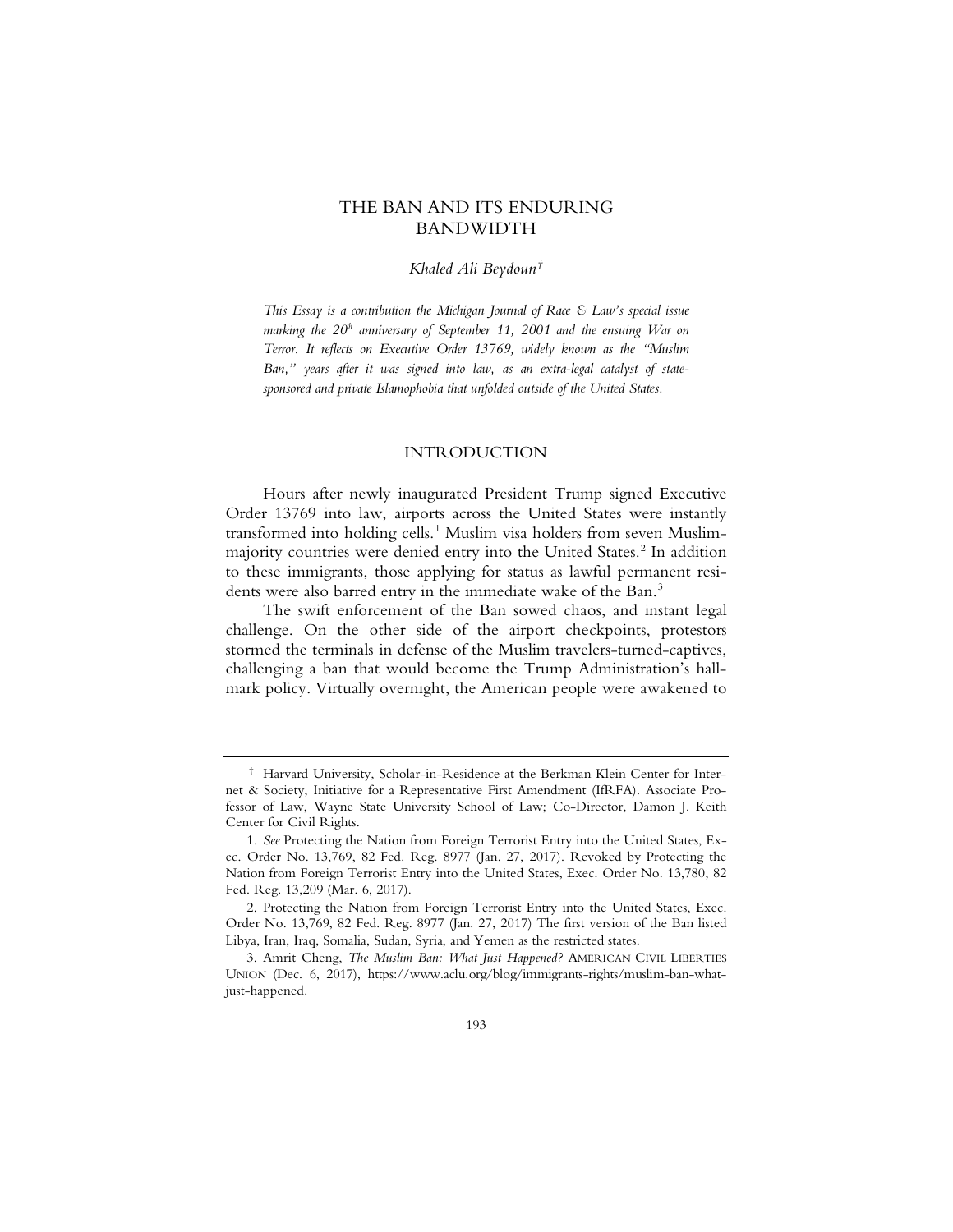# THE BAN AND ITS ENDURING BANDWIDTH

*Khaled Ali Beydoun*[†]

*This Essay is a contribution the Michigan Journal of Race & Law's special issue marking the 20th anniversary of September 11, 2001 and the ensuing War on Terror. It reflects on Executive Order 13769, widely known as the "Muslim Ban," years after it was signed into law, as an extra-legal catalyst of state-sponsored and private Islamophobia that unfolded outside of the United States.*

## INTRODUCTION

Hours after newly inaugurated President Trump signed Executive Order 13769 into law, airports across the United States were instantly transformed into holding cells.[1] Muslim visa holders from seven Muslim-majority countries were denied entry into the United States.[2] In addition to these immigrants, those applying for status as lawful permanent residents were also barred entry in the immediate wake of the Ban.[3]

The swift enforcement of the Ban sowed chaos, and instant legal challenge. On the other side of the airport checkpoints, protestors stormed the terminals in defense of the Muslim travelers-turned-captives, challenging a ban that would become the Trump Administration's hallmark policy. Virtually overnight, the American people were awakened to

---

† Harvard University, Scholar-in-Residence at the Berkman Klein Center for Internet & Society, Initiative for a Representative First Amendment (IfRFA). Associate Professor of Law, Wayne State University School of Law; Co-Director, Damon J. Keith Center for Civil Rights.

1. *See* Protecting the Nation from Foreign Terrorist Entry into the United States, Exec. Order No. 13,769, 82 Fed. Reg. 8977 (Jan. 27, 2017). Revoked by Protecting the Nation from Foreign Terrorist Entry into the United States, Exec. Order No. 13,780, 82 Fed. Reg. 13,209 (Mar. 6, 2017).

2. Protecting the Nation from Foreign Terrorist Entry into the United States, Exec. Order No. 13,769, 82 Fed. Reg. 8977 (Jan. 27, 2017) The first version of the Ban listed Libya, Iran, Iraq, Somalia, Sudan, Syria, and Yemen as the restricted states.

3. Amrit Cheng, *The Muslim Ban: What Just Happened?* AMERICAN CIVIL LIBERTIES UNION (Dec. 6, 2017), https://www.aclu.org/blog/immigrants-rights/muslim-ban-what-just-happened.